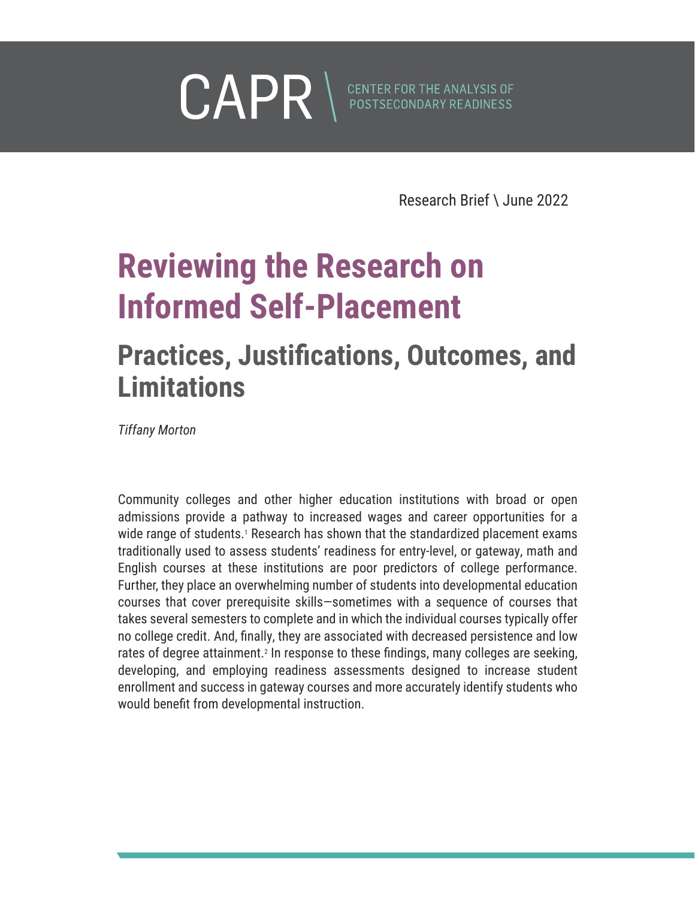CAPR \ CENTER FOR THE ANALYSIS OF POSTSECONDARY READINESS

Research Brief \ June 2022

# Reviewing the Research on Informed Self-Placement

## Practices, Justifications, Outcomes, and Limitations

*Tiffany Morton*

Community colleges and other higher education institutions with broad or open admissions provide a pathway to increased wages and career opportunities for a wide range of students.[1] Research has shown that the standardized placement exams traditionally used to assess students' readiness for entry-level, or gateway, math and English courses at these institutions are poor predictors of college performance. Further, they place an overwhelming number of students into developmental education courses that cover prerequisite skills—sometimes with a sequence of courses that takes several semesters to complete and in which the individual courses typically offer no college credit. And, finally, they are associated with decreased persistence and low rates of degree attainment.[2] In response to these findings, many colleges are seeking, developing, and employing readiness assessments designed to increase student enrollment and success in gateway courses and more accurately identify students who would benefit from developmental instruction.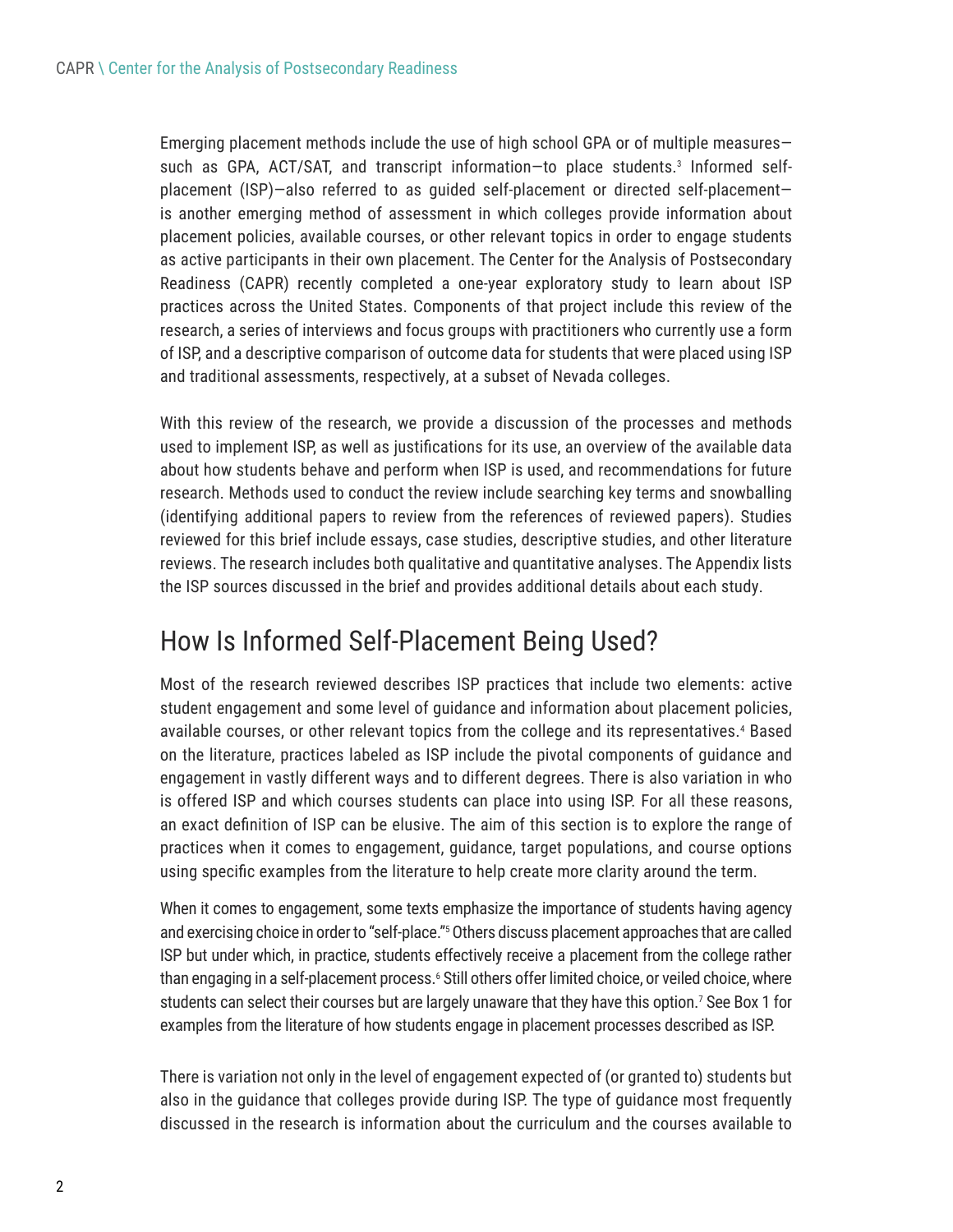Emerging placement methods include the use of high school GPA or of multiple measures—such as GPA, ACT/SAT, and transcript information—to place students.[3] Informed self-placement (ISP)—also referred to as guided self-placement or directed self-placement—is another emerging method of assessment in which colleges provide information about placement policies, available courses, or other relevant topics in order to engage students as active participants in their own placement. The Center for the Analysis of Postsecondary Readiness (CAPR) recently completed a one-year exploratory study to learn about ISP practices across the United States. Components of that project include this review of the research, a series of interviews and focus groups with practitioners who currently use a form of ISP, and a descriptive comparison of outcome data for students that were placed using ISP and traditional assessments, respectively, at a subset of Nevada colleges.

With this review of the research, we provide a discussion of the processes and methods used to implement ISP, as well as justifications for its use, an overview of the available data about how students behave and perform when ISP is used, and recommendations for future research. Methods used to conduct the review include searching key terms and snowballing (identifying additional papers to review from the references of reviewed papers). Studies reviewed for this brief include essays, case studies, descriptive studies, and other literature reviews. The research includes both qualitative and quantitative analyses. The Appendix lists the ISP sources discussed in the brief and provides additional details about each study.

## How Is Informed Self-Placement Being Used?

Most of the research reviewed describes ISP practices that include two elements: active student engagement and some level of guidance and information about placement policies, available courses, or other relevant topics from the college and its representatives.[4] Based on the literature, practices labeled as ISP include the pivotal components of guidance and engagement in vastly different ways and to different degrees. There is also variation in who is offered ISP and which courses students can place into using ISP. For all these reasons, an exact definition of ISP can be elusive. The aim of this section is to explore the range of practices when it comes to engagement, guidance, target populations, and course options using specific examples from the literature to help create more clarity around the term.

When it comes to engagement, some texts emphasize the importance of students having agency and exercising choice in order to "self-place."[5] Others discuss placement approaches that are called ISP but under which, in practice, students effectively receive a placement from the college rather than engaging in a self-placement process.[6] Still others offer limited choice, or veiled choice, where students can select their courses but are largely unaware that they have this option.[7] See Box 1 for examples from the literature of how students engage in placement processes described as ISP.

There is variation not only in the level of engagement expected of (or granted to) students but also in the guidance that colleges provide during ISP. The type of guidance most frequently discussed in the research is information about the curriculum and the courses available to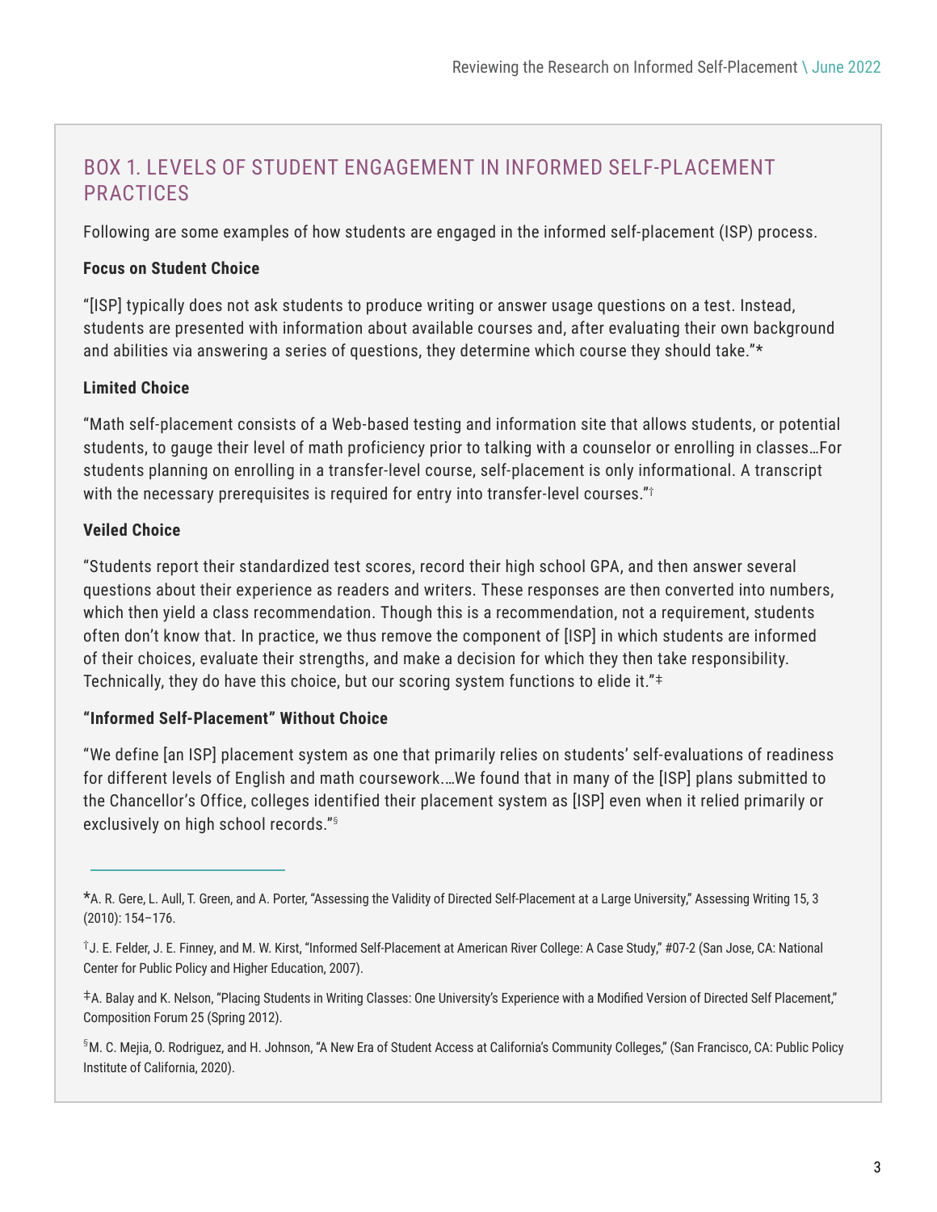## BOX 1. LEVELS OF STUDENT ENGAGEMENT IN INFORMED SELF-PLACEMENT PRACTICES

Following are some examples of how students are engaged in the informed self-placement (ISP) process.

**Focus on Student Choice**

"[ISP] typically does not ask students to produce writing or answer usage questions on a test. Instead, students are presented with information about available courses and, after evaluating their own background and abilities via answering a series of questions, they determine which course they should take."*

**Limited Choice**

"Math self-placement consists of a Web-based testing and information site that allows students, or potential students, to gauge their level of math proficiency prior to talking with a counselor or enrolling in classes…For students planning on enrolling in a transfer-level course, self-placement is only informational. A transcript with the necessary prerequisites is required for entry into transfer-level courses."†

**Veiled Choice**

"Students report their standardized test scores, record their high school GPA, and then answer several questions about their experience as readers and writers. These responses are then converted into numbers, which then yield a class recommendation. Though this is a recommendation, not a requirement, students often don't know that. In practice, we thus remove the component of [ISP] in which students are informed of their choices, evaluate their strengths, and make a decision for which they then take responsibility. Technically, they do have this choice, but our scoring system functions to elide it."‡

**"Informed Self-Placement" Without Choice**

"We define [an ISP] placement system as one that primarily relies on students' self-evaluations of readiness for different levels of English and math coursework.…We found that in many of the [ISP] plans submitted to the Chancellor's Office, colleges identified their placement system as [ISP] even when it relied primarily or exclusively on high school records."§

---

*A. R. Gere, L. Aull, T. Green, and A. Porter, "Assessing the Validity of Directed Self-Placement at a Large University," Assessing Writing 15, 3 (2010): 154–176.

†J. E. Felder, J. E. Finney, and M. W. Kirst, "Informed Self-Placement at American River College: A Case Study," #07-2 (San Jose, CA: National Center for Public Policy and Higher Education, 2007).

‡A. Balay and K. Nelson, "Placing Students in Writing Classes: One University's Experience with a Modified Version of Directed Self Placement," Composition Forum 25 (Spring 2012).

§M. C. Mejia, O. Rodriguez, and H. Johnson, "A New Era of Student Access at California's Community Colleges," (San Francisco, CA: Public Policy Institute of California, 2020).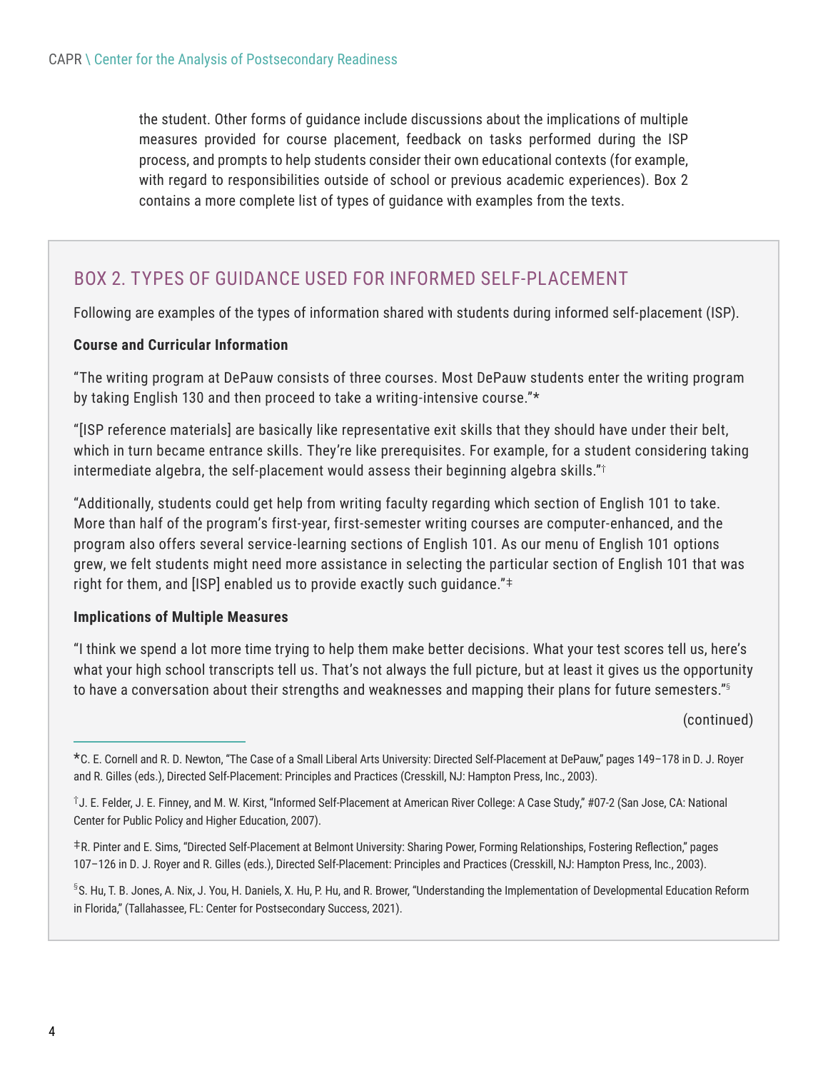the student. Other forms of guidance include discussions about the implications of multiple measures provided for course placement, feedback on tasks performed during the ISP process, and prompts to help students consider their own educational contexts (for example, with regard to responsibilities outside of school or previous academic experiences). Box 2 contains a more complete list of types of guidance with examples from the texts.

## BOX 2. TYPES OF GUIDANCE USED FOR INFORMED SELF-PLACEMENT

Following are examples of the types of information shared with students during informed self-placement (ISP).

**Course and Curricular Information**

"The writing program at DePauw consists of three courses. Most DePauw students enter the writing program by taking English 130 and then proceed to take a writing-intensive course."*

"[ISP reference materials] are basically like representative exit skills that they should have under their belt, which in turn became entrance skills. They're like prerequisites. For example, for a student considering taking intermediate algebra, the self-placement would assess their beginning algebra skills."†

"Additionally, students could get help from writing faculty regarding which section of English 101 to take. More than half of the program's first-year, first-semester writing courses are computer-enhanced, and the program also offers several service-learning sections of English 101. As our menu of English 101 options grew, we felt students might need more assistance in selecting the particular section of English 101 that was right for them, and [ISP] enabled us to provide exactly such guidance."‡

**Implications of Multiple Measures**

"I think we spend a lot more time trying to help them make better decisions. What your test scores tell us, here's what your high school transcripts tell us. That's not always the full picture, but at least it gives us the opportunity to have a conversation about their strengths and weaknesses and mapping their plans for future semesters."§

(continued)

*C. E. Cornell and R. D. Newton, "The Case of a Small Liberal Arts University: Directed Self-Placement at DePauw," pages 149–178 in D. J. Royer and R. Gilles (eds.), Directed Self-Placement: Principles and Practices (Cresskill, NJ: Hampton Press, Inc., 2003).

†J. E. Felder, J. E. Finney, and M. W. Kirst, "Informed Self-Placement at American River College: A Case Study," #07-2 (San Jose, CA: National Center for Public Policy and Higher Education, 2007).

‡R. Pinter and E. Sims, "Directed Self-Placement at Belmont University: Sharing Power, Forming Relationships, Fostering Reflection," pages 107–126 in D. J. Royer and R. Gilles (eds.), Directed Self-Placement: Principles and Practices (Cresskill, NJ: Hampton Press, Inc., 2003).

§S. Hu, T. B. Jones, A. Nix, J. You, H. Daniels, X. Hu, P. Hu, and R. Brower, "Understanding the Implementation of Developmental Education Reform in Florida," (Tallahassee, FL: Center for Postsecondary Success, 2021).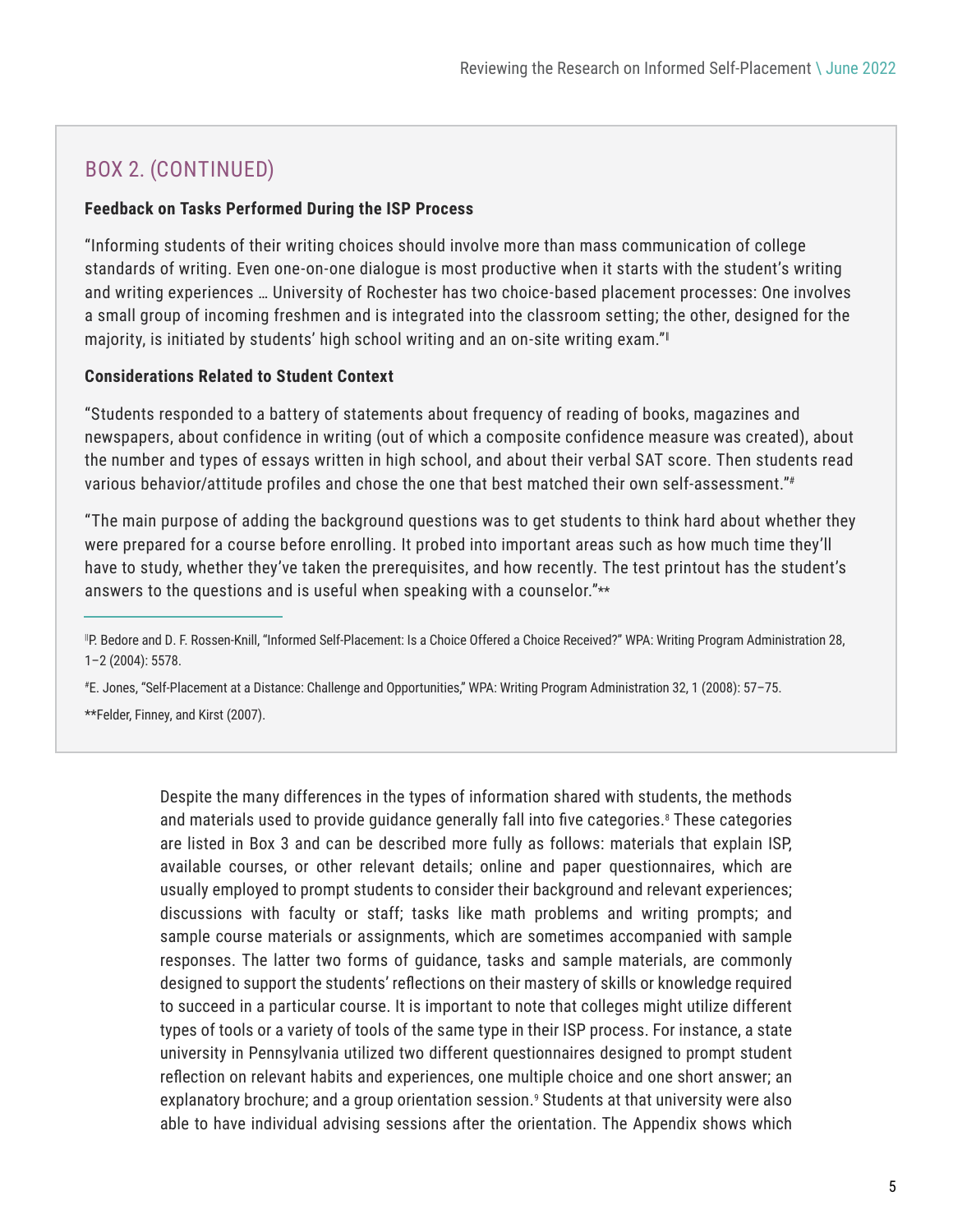## BOX 2. (CONTINUED)

**Feedback on Tasks Performed During the ISP Process**

"Informing students of their writing choices should involve more than mass communication of college standards of writing. Even one-on-one dialogue is most productive when it starts with the student's writing and writing experiences … University of Rochester has two choice-based placement processes: One involves a small group of incoming freshmen and is integrated into the classroom setting; the other, designed for the majority, is initiated by students' high school writing and an on-site writing exam."[‖]

**Considerations Related to Student Context**

"Students responded to a battery of statements about frequency of reading of books, magazines and newspapers, about confidence in writing (out of which a composite confidence measure was created), about the number and types of essays written in high school, and about their verbal SAT score. Then students read various behavior/attitude profiles and chose the one that best matched their own self-assessment."[#]

"The main purpose of adding the background questions was to get students to think hard about whether they were prepared for a course before enrolling. It probed into important areas such as how much time they'll have to study, whether they've taken the prerequisites, and how recently. The test printout has the student's answers to the questions and is useful when speaking with a counselor."[**]

---

[‖]P. Bedore and D. F. Rossen-Knill, "Informed Self-Placement: Is a Choice Offered a Choice Received?" WPA: Writing Program Administration 28, 1–2 (2004): 5578.

[#]E. Jones, "Self-Placement at a Distance: Challenge and Opportunities," WPA: Writing Program Administration 32, 1 (2008): 57–75.

[**]Felder, Finney, and Kirst (2007).

Despite the many differences in the types of information shared with students, the methods and materials used to provide guidance generally fall into five categories.[8] These categories are listed in Box 3 and can be described more fully as follows: materials that explain ISP, available courses, or other relevant details; online and paper questionnaires, which are usually employed to prompt students to consider their background and relevant experiences; discussions with faculty or staff; tasks like math problems and writing prompts; and sample course materials or assignments, which are sometimes accompanied with sample responses. The latter two forms of guidance, tasks and sample materials, are commonly designed to support the students' reflections on their mastery of skills or knowledge required to succeed in a particular course. It is important to note that colleges might utilize different types of tools or a variety of tools of the same type in their ISP process. For instance, a state university in Pennsylvania utilized two different questionnaires designed to prompt student reflection on relevant habits and experiences, one multiple choice and one short answer; an explanatory brochure; and a group orientation session.[9] Students at that university were also able to have individual advising sessions after the orientation. The Appendix shows which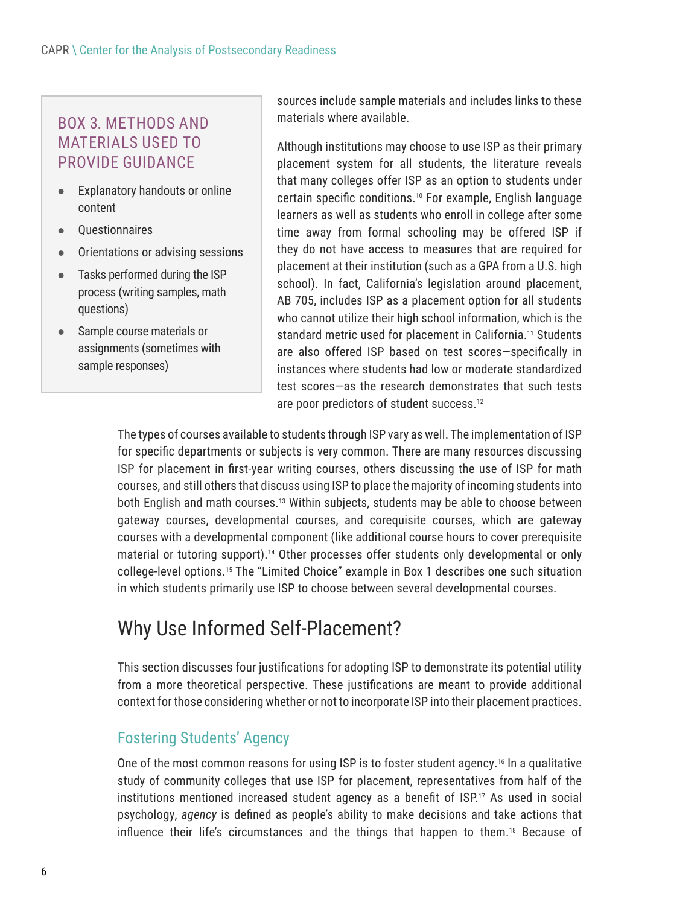### BOX 3. METHODS AND MATERIALS USED TO PROVIDE GUIDANCE

- Explanatory handouts or online content
- Questionnaires
- Orientations or advising sessions
- Tasks performed during the ISP process (writing samples, math questions)
- Sample course materials or assignments (sometimes with sample responses)

sources include sample materials and includes links to these materials where available.

Although institutions may choose to use ISP as their primary placement system for all students, the literature reveals that many colleges offer ISP as an option to students under certain specific conditions.[10] For example, English language learners as well as students who enroll in college after some time away from formal schooling may be offered ISP if they do not have access to measures that are required for placement at their institution (such as a GPA from a U.S. high school). In fact, California's legislation around placement, AB 705, includes ISP as a placement option for all students who cannot utilize their high school information, which is the standard metric used for placement in California.[11] Students are also offered ISP based on test scores—specifically in instances where students had low or moderate standardized test scores—as the research demonstrates that such tests are poor predictors of student success.[12]

The types of courses available to students through ISP vary as well. The implementation of ISP for specific departments or subjects is very common. There are many resources discussing ISP for placement in first-year writing courses, others discussing the use of ISP for math courses, and still others that discuss using ISP to place the majority of incoming students into both English and math courses.[13] Within subjects, students may be able to choose between gateway courses, developmental courses, and corequisite courses, which are gateway courses with a developmental component (like additional course hours to cover prerequisite material or tutoring support).[14] Other processes offer students only developmental or only college-level options.[15] The "Limited Choice" example in Box 1 describes one such situation in which students primarily use ISP to choose between several developmental courses.

## Why Use Informed Self-Placement?

This section discusses four justifications for adopting ISP to demonstrate its potential utility from a more theoretical perspective. These justifications are meant to provide additional context for those considering whether or not to incorporate ISP into their placement practices.

### Fostering Students' Agency

One of the most common reasons for using ISP is to foster student agency.[16] In a qualitative study of community colleges that use ISP for placement, representatives from half of the institutions mentioned increased student agency as a benefit of ISP.[17] As used in social psychology, *agency* is defined as people's ability to make decisions and take actions that influence their life's circumstances and the things that happen to them.[18] Because of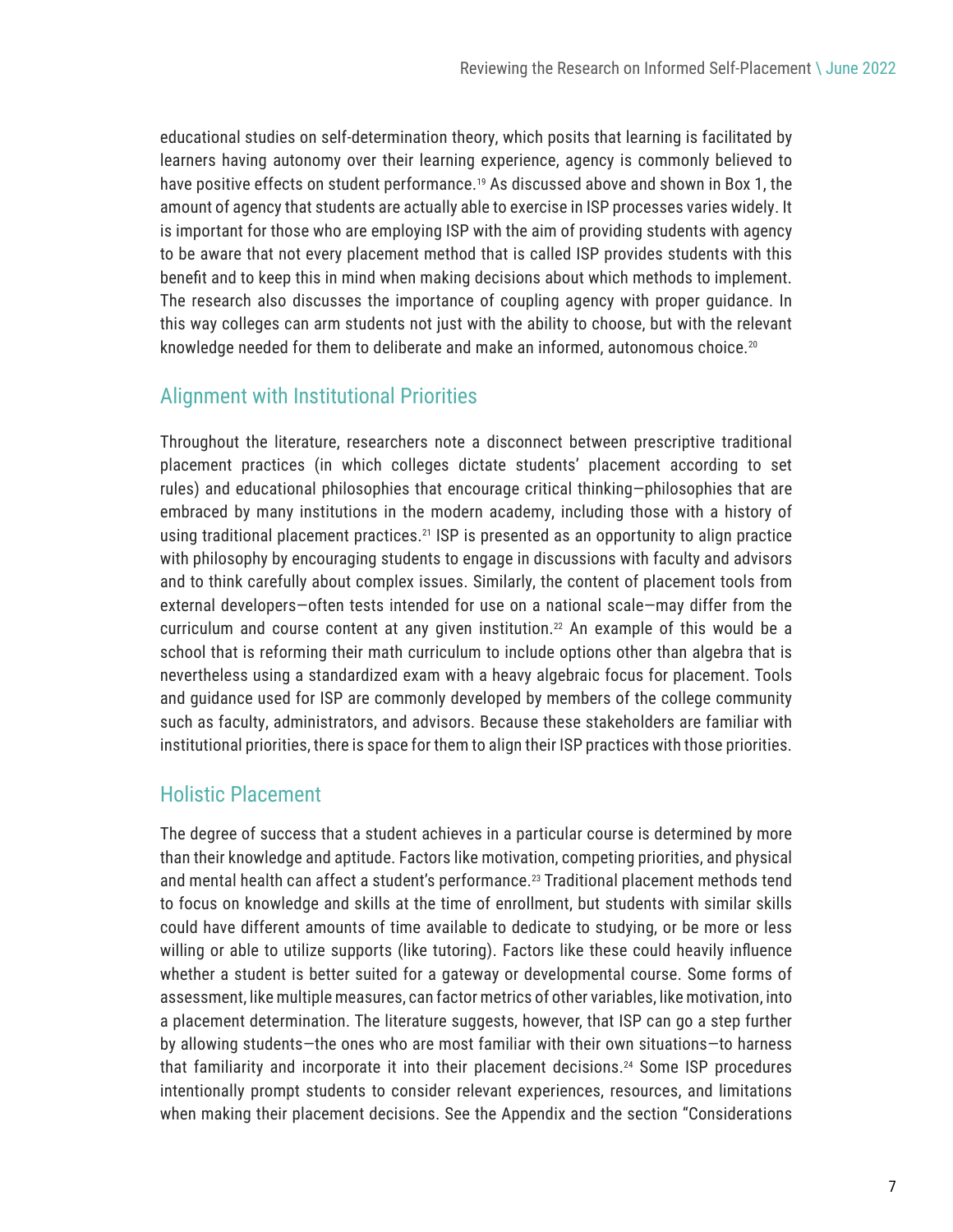educational studies on self-determination theory, which posits that learning is facilitated by learners having autonomy over their learning experience, agency is commonly believed to have positive effects on student performance.[19] As discussed above and shown in Box 1, the amount of agency that students are actually able to exercise in ISP processes varies widely. It is important for those who are employing ISP with the aim of providing students with agency to be aware that not every placement method that is called ISP provides students with this benefit and to keep this in mind when making decisions about which methods to implement. The research also discusses the importance of coupling agency with proper guidance. In this way colleges can arm students not just with the ability to choose, but with the relevant knowledge needed for them to deliberate and make an informed, autonomous choice.[20]

## Alignment with Institutional Priorities

Throughout the literature, researchers note a disconnect between prescriptive traditional placement practices (in which colleges dictate students' placement according to set rules) and educational philosophies that encourage critical thinking—philosophies that are embraced by many institutions in the modern academy, including those with a history of using traditional placement practices.[21] ISP is presented as an opportunity to align practice with philosophy by encouraging students to engage in discussions with faculty and advisors and to think carefully about complex issues. Similarly, the content of placement tools from external developers—often tests intended for use on a national scale—may differ from the curriculum and course content at any given institution.[22] An example of this would be a school that is reforming their math curriculum to include options other than algebra that is nevertheless using a standardized exam with a heavy algebraic focus for placement. Tools and guidance used for ISP are commonly developed by members of the college community such as faculty, administrators, and advisors. Because these stakeholders are familiar with institutional priorities, there is space for them to align their ISP practices with those priorities.

## Holistic Placement

The degree of success that a student achieves in a particular course is determined by more than their knowledge and aptitude. Factors like motivation, competing priorities, and physical and mental health can affect a student's performance.[23] Traditional placement methods tend to focus on knowledge and skills at the time of enrollment, but students with similar skills could have different amounts of time available to dedicate to studying, or be more or less willing or able to utilize supports (like tutoring). Factors like these could heavily influence whether a student is better suited for a gateway or developmental course. Some forms of assessment, like multiple measures, can factor metrics of other variables, like motivation, into a placement determination. The literature suggests, however, that ISP can go a step further by allowing students—the ones who are most familiar with their own situations—to harness that familiarity and incorporate it into their placement decisions.[24] Some ISP procedures intentionally prompt students to consider relevant experiences, resources, and limitations when making their placement decisions. See the Appendix and the section "Considerations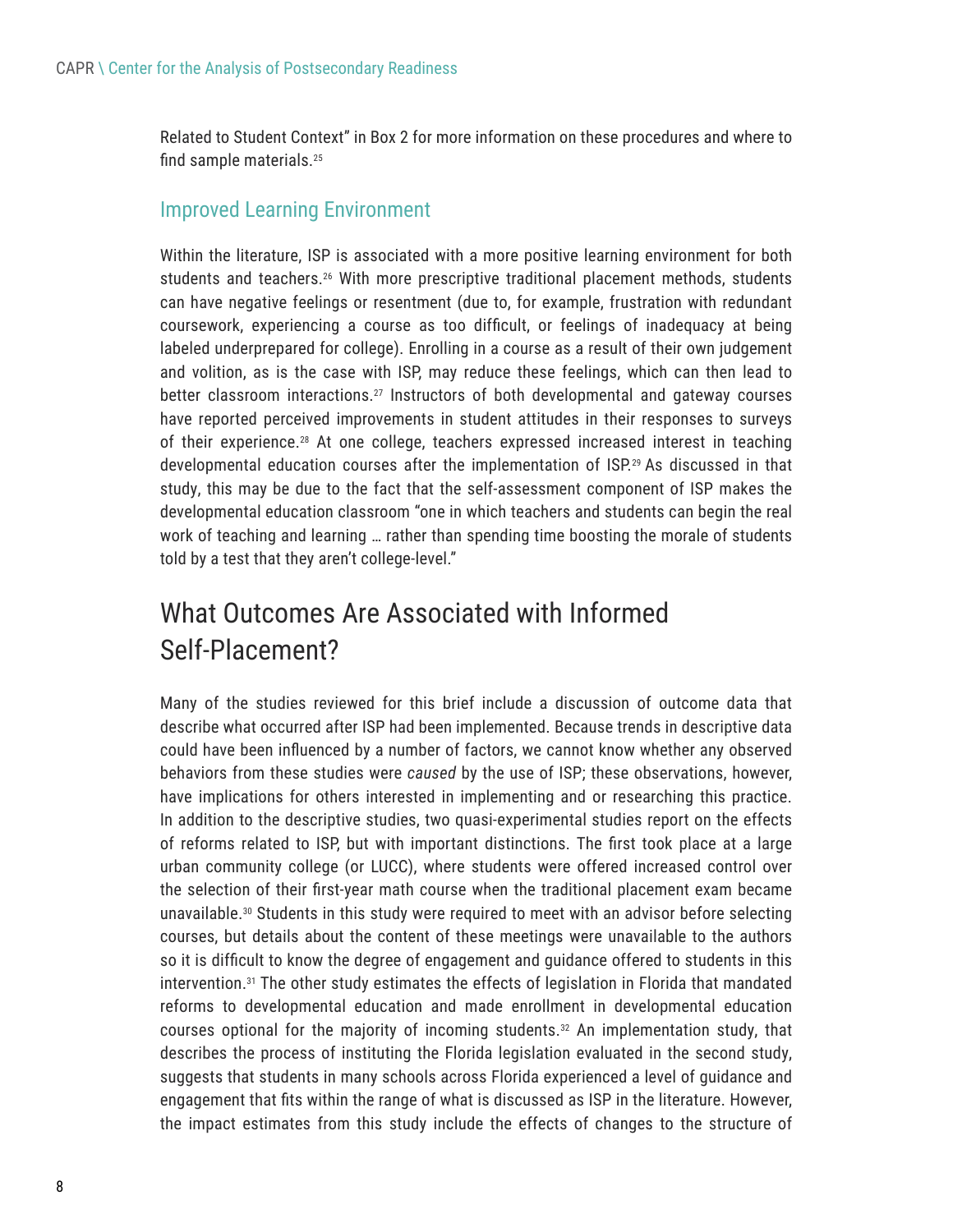Related to Student Context" in Box 2 for more information on these procedures and where to find sample materials.[25]

### Improved Learning Environment

Within the literature, ISP is associated with a more positive learning environment for both students and teachers.[26] With more prescriptive traditional placement methods, students can have negative feelings or resentment (due to, for example, frustration with redundant coursework, experiencing a course as too difficult, or feelings of inadequacy at being labeled underprepared for college). Enrolling in a course as a result of their own judgement and volition, as is the case with ISP, may reduce these feelings, which can then lead to better classroom interactions.[27] Instructors of both developmental and gateway courses have reported perceived improvements in student attitudes in their responses to surveys of their experience.[28] At one college, teachers expressed increased interest in teaching developmental education courses after the implementation of ISP.[29] As discussed in that study, this may be due to the fact that the self-assessment component of ISP makes the developmental education classroom "one in which teachers and students can begin the real work of teaching and learning … rather than spending time boosting the morale of students told by a test that they aren't college-level."

## What Outcomes Are Associated with Informed Self-Placement?

Many of the studies reviewed for this brief include a discussion of outcome data that describe what occurred after ISP had been implemented. Because trends in descriptive data could have been influenced by a number of factors, we cannot know whether any observed behaviors from these studies were *caused* by the use of ISP; these observations, however, have implications for others interested in implementing and or researching this practice. In addition to the descriptive studies, two quasi-experimental studies report on the effects of reforms related to ISP, but with important distinctions. The first took place at a large urban community college (or LUCC), where students were offered increased control over the selection of their first-year math course when the traditional placement exam became unavailable.[30] Students in this study were required to meet with an advisor before selecting courses, but details about the content of these meetings were unavailable to the authors so it is difficult to know the degree of engagement and guidance offered to students in this intervention.[31] The other study estimates the effects of legislation in Florida that mandated reforms to developmental education and made enrollment in developmental education courses optional for the majority of incoming students.[32] An implementation study, that describes the process of instituting the Florida legislation evaluated in the second study, suggests that students in many schools across Florida experienced a level of guidance and engagement that fits within the range of what is discussed as ISP in the literature. However, the impact estimates from this study include the effects of changes to the structure of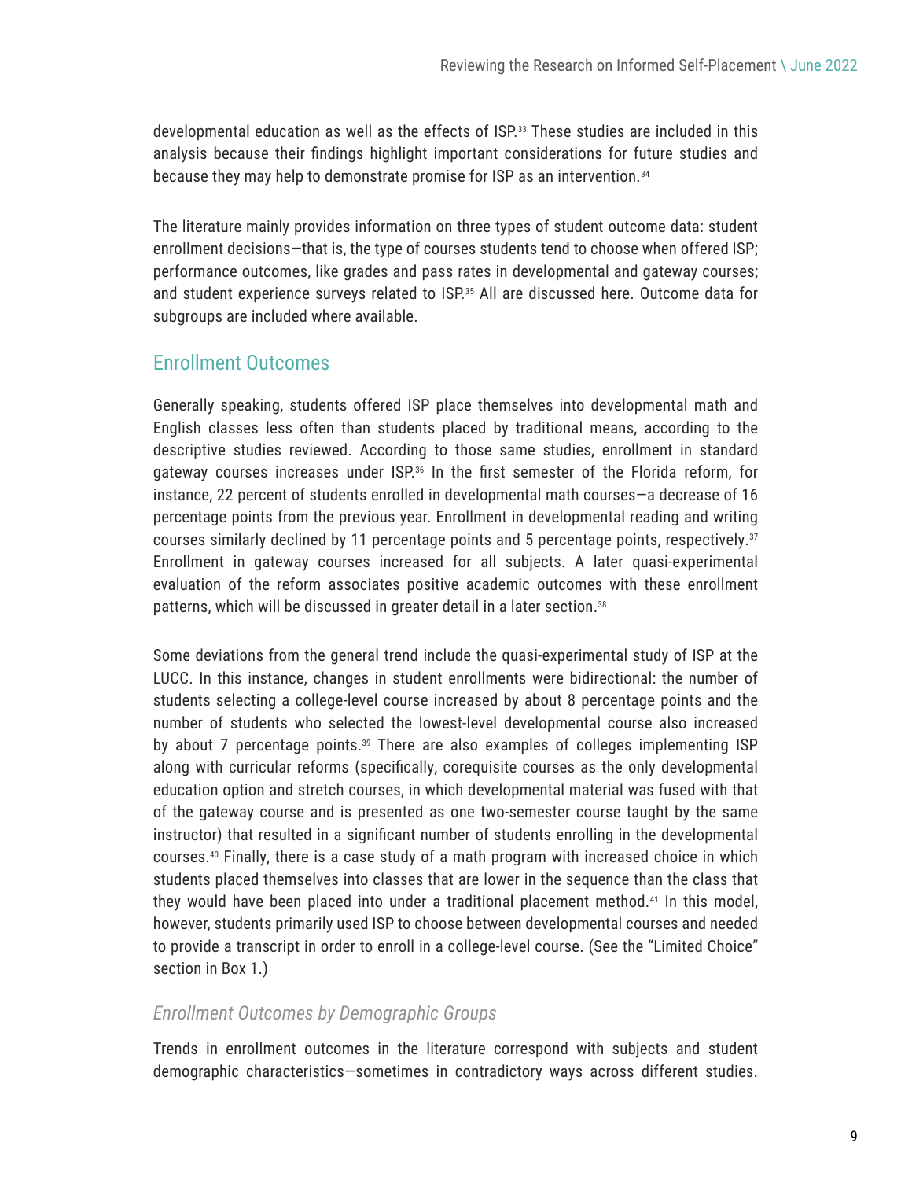developmental education as well as the effects of ISP.[33] These studies are included in this analysis because their findings highlight important considerations for future studies and because they may help to demonstrate promise for ISP as an intervention.[34]

The literature mainly provides information on three types of student outcome data: student enrollment decisions—that is, the type of courses students tend to choose when offered ISP; performance outcomes, like grades and pass rates in developmental and gateway courses; and student experience surveys related to ISP.[35] All are discussed here. Outcome data for subgroups are included where available.

## Enrollment Outcomes

Generally speaking, students offered ISP place themselves into developmental math and English classes less often than students placed by traditional means, according to the descriptive studies reviewed. According to those same studies, enrollment in standard gateway courses increases under ISP.[36] In the first semester of the Florida reform, for instance, 22 percent of students enrolled in developmental math courses—a decrease of 16 percentage points from the previous year. Enrollment in developmental reading and writing courses similarly declined by 11 percentage points and 5 percentage points, respectively.[37] Enrollment in gateway courses increased for all subjects. A later quasi-experimental evaluation of the reform associates positive academic outcomes with these enrollment patterns, which will be discussed in greater detail in a later section.[38]

Some deviations from the general trend include the quasi-experimental study of ISP at the LUCC. In this instance, changes in student enrollments were bidirectional: the number of students selecting a college-level course increased by about 8 percentage points and the number of students who selected the lowest-level developmental course also increased by about 7 percentage points.[39] There are also examples of colleges implementing ISP along with curricular reforms (specifically, corequisite courses as the only developmental education option and stretch courses, in which developmental material was fused with that of the gateway course and is presented as one two-semester course taught by the same instructor) that resulted in a significant number of students enrolling in the developmental courses.[40] Finally, there is a case study of a math program with increased choice in which students placed themselves into classes that are lower in the sequence than the class that they would have been placed into under a traditional placement method.[41] In this model, however, students primarily used ISP to choose between developmental courses and needed to provide a transcript in order to enroll in a college-level course. (See the "Limited Choice" section in Box 1.)

### *Enrollment Outcomes by Demographic Groups*

Trends in enrollment outcomes in the literature correspond with subjects and student demographic characteristics—sometimes in contradictory ways across different studies.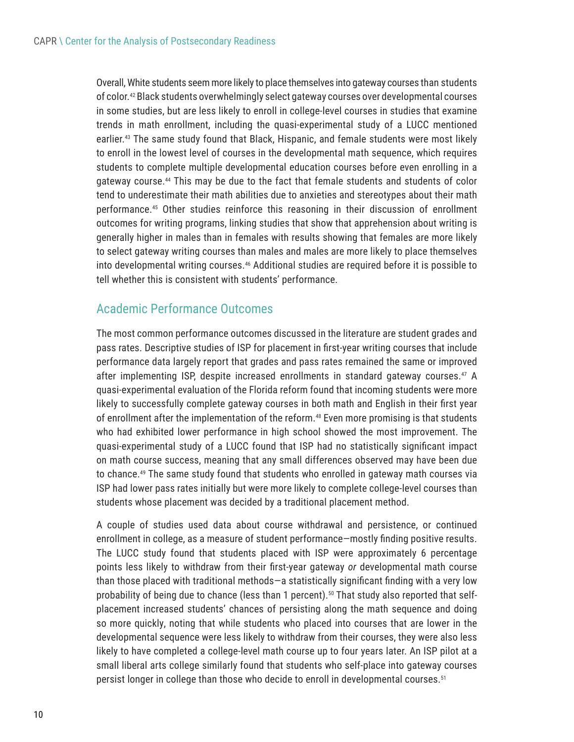Overall, White students seem more likely to place themselves into gateway courses than students of color.[42] Black students overwhelmingly select gateway courses over developmental courses in some studies, but are less likely to enroll in college-level courses in studies that examine trends in math enrollment, including the quasi-experimental study of a LUCC mentioned earlier.[43] The same study found that Black, Hispanic, and female students were most likely to enroll in the lowest level of courses in the developmental math sequence, which requires students to complete multiple developmental education courses before even enrolling in a gateway course.[44] This may be due to the fact that female students and students of color tend to underestimate their math abilities due to anxieties and stereotypes about their math performance.[45] Other studies reinforce this reasoning in their discussion of enrollment outcomes for writing programs, linking studies that show that apprehension about writing is generally higher in males than in females with results showing that females are more likely to select gateway writing courses than males and males are more likely to place themselves into developmental writing courses.[46] Additional studies are required before it is possible to tell whether this is consistent with students' performance.

## Academic Performance Outcomes

The most common performance outcomes discussed in the literature are student grades and pass rates. Descriptive studies of ISP for placement in first-year writing courses that include performance data largely report that grades and pass rates remained the same or improved after implementing ISP, despite increased enrollments in standard gateway courses.[47] A quasi-experimental evaluation of the Florida reform found that incoming students were more likely to successfully complete gateway courses in both math and English in their first year of enrollment after the implementation of the reform.[48] Even more promising is that students who had exhibited lower performance in high school showed the most improvement. The quasi-experimental study of a LUCC found that ISP had no statistically significant impact on math course success, meaning that any small differences observed may have been due to chance.[49] The same study found that students who enrolled in gateway math courses via ISP had lower pass rates initially but were more likely to complete college-level courses than students whose placement was decided by a traditional placement method.

A couple of studies used data about course withdrawal and persistence, or continued enrollment in college, as a measure of student performance—mostly finding positive results. The LUCC study found that students placed with ISP were approximately 6 percentage points less likely to withdraw from their first-year gateway *or* developmental math course than those placed with traditional methods—a statistically significant finding with a very low probability of being due to chance (less than 1 percent).[50] That study also reported that self-placement increased students' chances of persisting along the math sequence and doing so more quickly, noting that while students who placed into courses that are lower in the developmental sequence were less likely to withdraw from their courses, they were also less likely to have completed a college-level math course up to four years later. An ISP pilot at a small liberal arts college similarly found that students who self-place into gateway courses persist longer in college than those who decide to enroll in developmental courses.[51]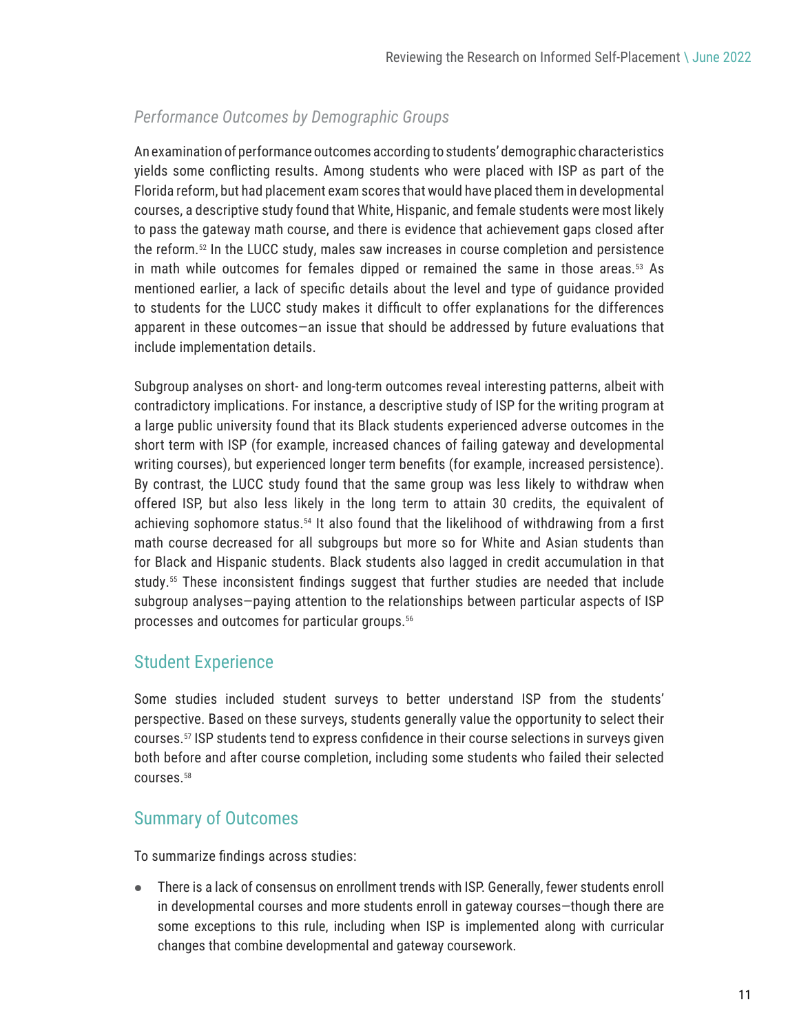### *Performance Outcomes by Demographic Groups*

An examination of performance outcomes according to students' demographic characteristics yields some conflicting results. Among students who were placed with ISP as part of the Florida reform, but had placement exam scores that would have placed them in developmental courses, a descriptive study found that White, Hispanic, and female students were most likely to pass the gateway math course, and there is evidence that achievement gaps closed after the reform.[52] In the LUCC study, males saw increases in course completion and persistence in math while outcomes for females dipped or remained the same in those areas.[53] As mentioned earlier, a lack of specific details about the level and type of guidance provided to students for the LUCC study makes it difficult to offer explanations for the differences apparent in these outcomes—an issue that should be addressed by future evaluations that include implementation details.

Subgroup analyses on short- and long-term outcomes reveal interesting patterns, albeit with contradictory implications. For instance, a descriptive study of ISP for the writing program at a large public university found that its Black students experienced adverse outcomes in the short term with ISP (for example, increased chances of failing gateway and developmental writing courses), but experienced longer term benefits (for example, increased persistence). By contrast, the LUCC study found that the same group was less likely to withdraw when offered ISP, but also less likely in the long term to attain 30 credits, the equivalent of achieving sophomore status.[54] It also found that the likelihood of withdrawing from a first math course decreased for all subgroups but more so for White and Asian students than for Black and Hispanic students. Black students also lagged in credit accumulation in that study.[55] These inconsistent findings suggest that further studies are needed that include subgroup analyses—paying attention to the relationships between particular aspects of ISP processes and outcomes for particular groups.[56]

## Student Experience

Some studies included student surveys to better understand ISP from the students' perspective. Based on these surveys, students generally value the opportunity to select their courses.[57] ISP students tend to express confidence in their course selections in surveys given both before and after course completion, including some students who failed their selected courses.[58]

## Summary of Outcomes

To summarize findings across studies:

- There is a lack of consensus on enrollment trends with ISP. Generally, fewer students enroll in developmental courses and more students enroll in gateway courses—though there are some exceptions to this rule, including when ISP is implemented along with curricular changes that combine developmental and gateway coursework.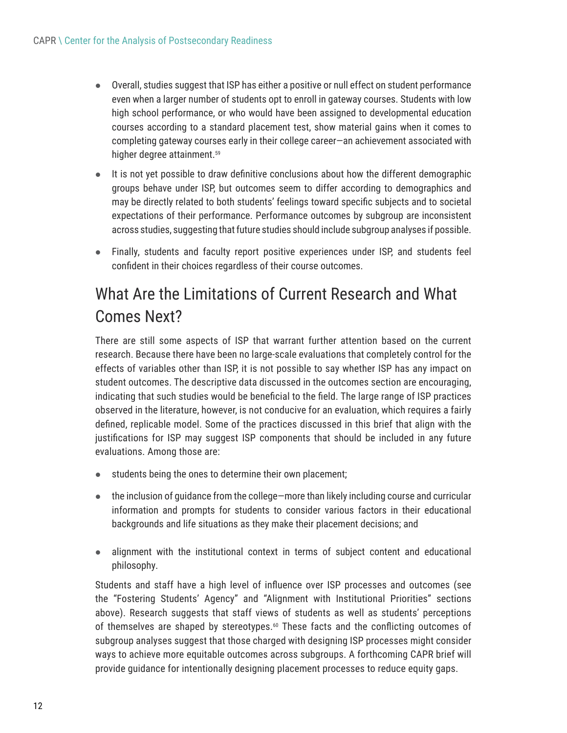- Overall, studies suggest that ISP has either a positive or null effect on student performance even when a larger number of students opt to enroll in gateway courses. Students with low high school performance, or who would have been assigned to developmental education courses according to a standard placement test, show material gains when it comes to completing gateway courses early in their college career—an achievement associated with higher degree attainment.[59]
- It is not yet possible to draw definitive conclusions about how the different demographic groups behave under ISP, but outcomes seem to differ according to demographics and may be directly related to both students' feelings toward specific subjects and to societal expectations of their performance. Performance outcomes by subgroup are inconsistent across studies, suggesting that future studies should include subgroup analyses if possible.
- Finally, students and faculty report positive experiences under ISP, and students feel confident in their choices regardless of their course outcomes.

## What Are the Limitations of Current Research and What Comes Next?

There are still some aspects of ISP that warrant further attention based on the current research. Because there have been no large-scale evaluations that completely control for the effects of variables other than ISP, it is not possible to say whether ISP has any impact on student outcomes. The descriptive data discussed in the outcomes section are encouraging, indicating that such studies would be beneficial to the field. The large range of ISP practices observed in the literature, however, is not conducive for an evaluation, which requires a fairly defined, replicable model. Some of the practices discussed in this brief that align with the justifications for ISP may suggest ISP components that should be included in any future evaluations. Among those are:

- students being the ones to determine their own placement;
- the inclusion of guidance from the college—more than likely including course and curricular information and prompts for students to consider various factors in their educational backgrounds and life situations as they make their placement decisions; and
- alignment with the institutional context in terms of subject content and educational philosophy.

Students and staff have a high level of influence over ISP processes and outcomes (see the "Fostering Students' Agency" and "Alignment with Institutional Priorities" sections above). Research suggests that staff views of students as well as students' perceptions of themselves are shaped by stereotypes.[60] These facts and the conflicting outcomes of subgroup analyses suggest that those charged with designing ISP processes might consider ways to achieve more equitable outcomes across subgroups. A forthcoming CAPR brief will provide guidance for intentionally designing placement processes to reduce equity gaps.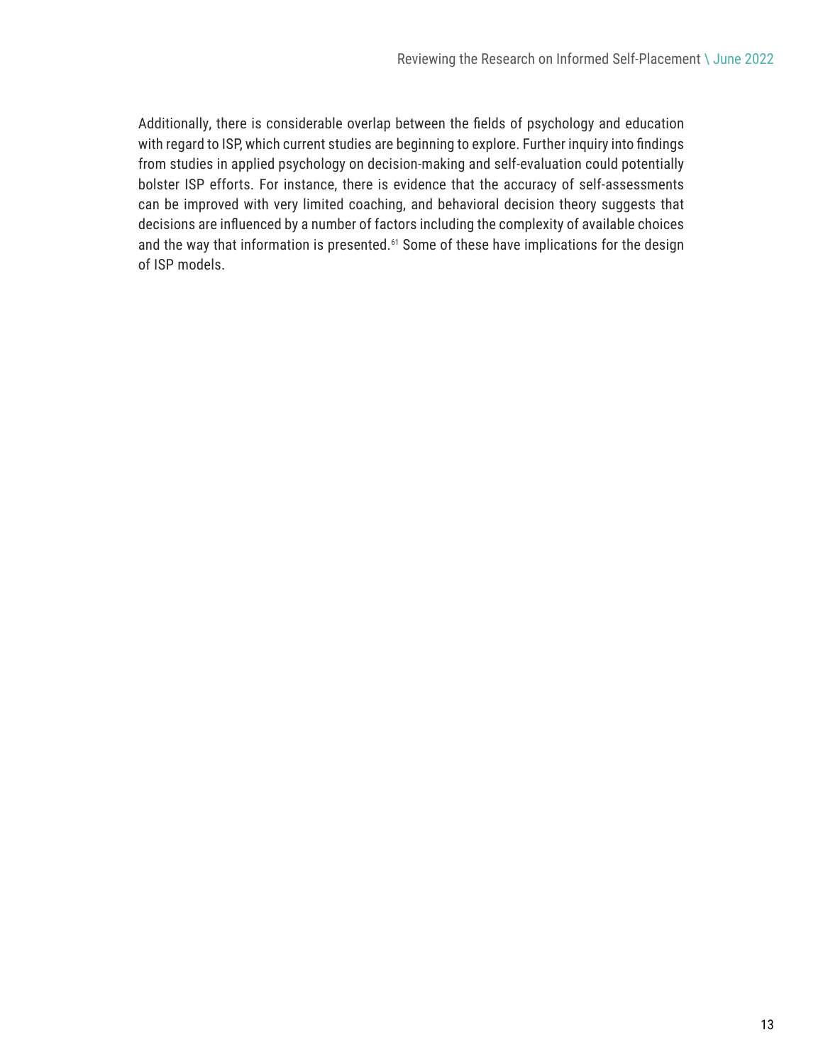Additionally, there is considerable overlap between the fields of psychology and education with regard to ISP, which current studies are beginning to explore. Further inquiry into findings from studies in applied psychology on decision-making and self-evaluation could potentially bolster ISP efforts. For instance, there is evidence that the accuracy of self-assessments can be improved with very limited coaching, and behavioral decision theory suggests that decisions are influenced by a number of factors including the complexity of available choices and the way that information is presented.[61] Some of these have implications for the design of ISP models.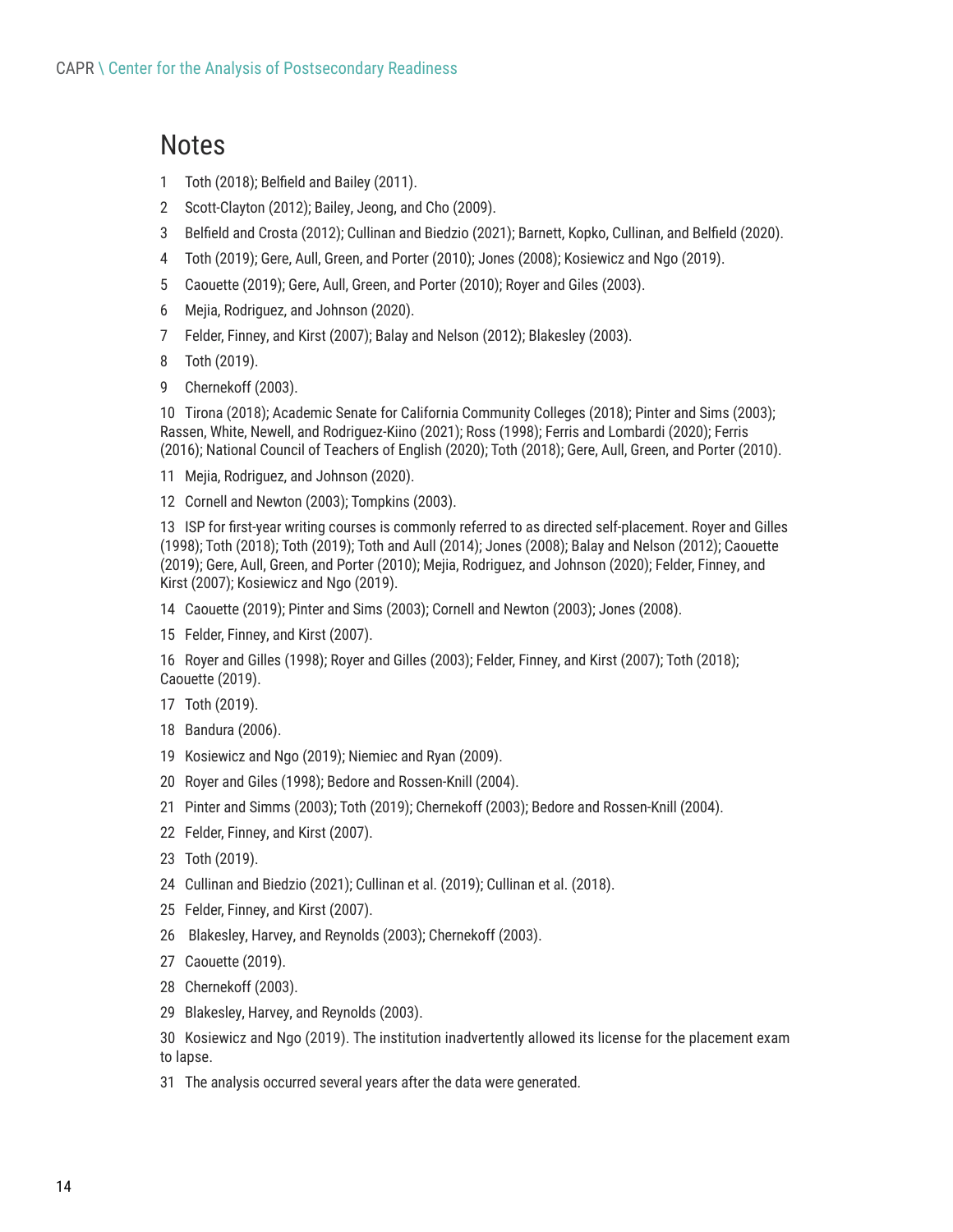## Notes

1 Toth (2018); Belfield and Bailey (2011).

2 Scott-Clayton (2012); Bailey, Jeong, and Cho (2009).

3 Belfield and Crosta (2012); Cullinan and Biedzio (2021); Barnett, Kopko, Cullinan, and Belfield (2020).

4 Toth (2019); Gere, Aull, Green, and Porter (2010); Jones (2008); Kosiewicz and Ngo (2019).

5 Caouette (2019); Gere, Aull, Green, and Porter (2010); Royer and Giles (2003).

6 Mejia, Rodriguez, and Johnson (2020).

7 Felder, Finney, and Kirst (2007); Balay and Nelson (2012); Blakesley (2003).

8 Toth (2019).

9 Chernekoff (2003).

10 Tirona (2018); Academic Senate for California Community Colleges (2018); Pinter and Sims (2003); Rassen, White, Newell, and Rodriguez-Kiino (2021); Ross (1998); Ferris and Lombardi (2020); Ferris (2016); National Council of Teachers of English (2020); Toth (2018); Gere, Aull, Green, and Porter (2010).

11 Mejia, Rodriguez, and Johnson (2020).

12 Cornell and Newton (2003); Tompkins (2003).

13 ISP for first-year writing courses is commonly referred to as directed self-placement. Royer and Gilles (1998); Toth (2018); Toth (2019); Toth and Aull (2014); Jones (2008); Balay and Nelson (2012); Caouette (2019); Gere, Aull, Green, and Porter (2010); Mejia, Rodriguez, and Johnson (2020); Felder, Finney, and Kirst (2007); Kosiewicz and Ngo (2019).

14 Caouette (2019); Pinter and Sims (2003); Cornell and Newton (2003); Jones (2008).

15 Felder, Finney, and Kirst (2007).

16 Royer and Gilles (1998); Royer and Gilles (2003); Felder, Finney, and Kirst (2007); Toth (2018); Caouette (2019).

17 Toth (2019).

18 Bandura (2006).

19 Kosiewicz and Ngo (2019); Niemiec and Ryan (2009).

20 Royer and Giles (1998); Bedore and Rossen-Knill (2004).

21 Pinter and Simms (2003); Toth (2019); Chernekoff (2003); Bedore and Rossen-Knill (2004).

22 Felder, Finney, and Kirst (2007).

23 Toth (2019).

24 Cullinan and Biedzio (2021); Cullinan et al. (2019); Cullinan et al. (2018).

25 Felder, Finney, and Kirst (2007).

26 Blakesley, Harvey, and Reynolds (2003); Chernekoff (2003).

27 Caouette (2019).

28 Chernekoff (2003).

29 Blakesley, Harvey, and Reynolds (2003).

30 Kosiewicz and Ngo (2019). The institution inadvertently allowed its license for the placement exam to lapse.

31 The analysis occurred several years after the data were generated.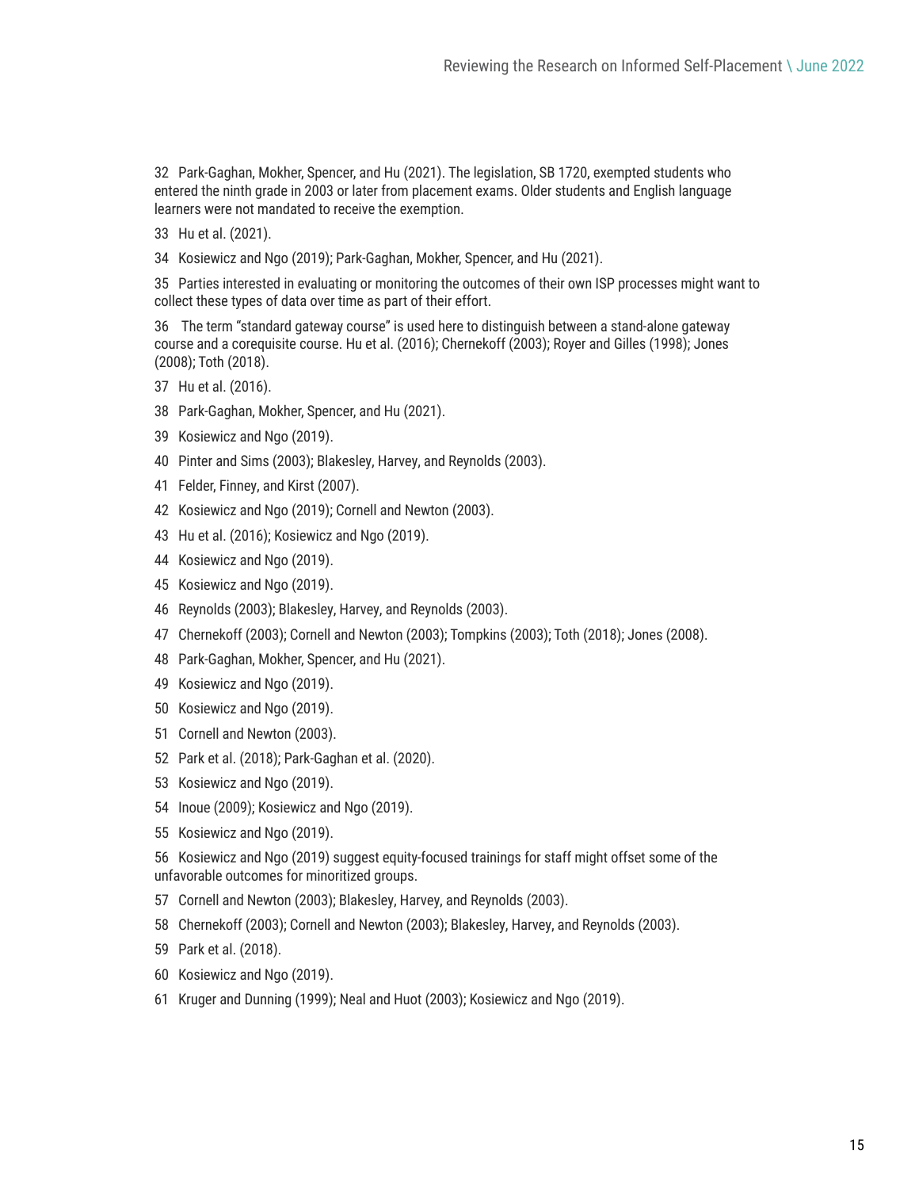32 Park-Gaghan, Mokher, Spencer, and Hu (2021). The legislation, SB 1720, exempted students who entered the ninth grade in 2003 or later from placement exams. Older students and English language learners were not mandated to receive the exemption.

33 Hu et al. (2021).

34 Kosiewicz and Ngo (2019); Park-Gaghan, Mokher, Spencer, and Hu (2021).

35 Parties interested in evaluating or monitoring the outcomes of their own ISP processes might want to collect these types of data over time as part of their effort.

36 The term "standard gateway course" is used here to distinguish between a stand-alone gateway course and a corequisite course. Hu et al. (2016); Chernekoff (2003); Royer and Gilles (1998); Jones (2008); Toth (2018).

37 Hu et al. (2016).

38 Park-Gaghan, Mokher, Spencer, and Hu (2021).

39 Kosiewicz and Ngo (2019).

40 Pinter and Sims (2003); Blakesley, Harvey, and Reynolds (2003).

41 Felder, Finney, and Kirst (2007).

42 Kosiewicz and Ngo (2019); Cornell and Newton (2003).

43 Hu et al. (2016); Kosiewicz and Ngo (2019).

44 Kosiewicz and Ngo (2019).

45 Kosiewicz and Ngo (2019).

46 Reynolds (2003); Blakesley, Harvey, and Reynolds (2003).

47 Chernekoff (2003); Cornell and Newton (2003); Tompkins (2003); Toth (2018); Jones (2008).

48 Park-Gaghan, Mokher, Spencer, and Hu (2021).

49 Kosiewicz and Ngo (2019).

50 Kosiewicz and Ngo (2019).

51 Cornell and Newton (2003).

52 Park et al. (2018); Park-Gaghan et al. (2020).

53 Kosiewicz and Ngo (2019).

54 Inoue (2009); Kosiewicz and Ngo (2019).

55 Kosiewicz and Ngo (2019).

56 Kosiewicz and Ngo (2019) suggest equity-focused trainings for staff might offset some of the unfavorable outcomes for minoritized groups.

57 Cornell and Newton (2003); Blakesley, Harvey, and Reynolds (2003).

58 Chernekoff (2003); Cornell and Newton (2003); Blakesley, Harvey, and Reynolds (2003).

59 Park et al. (2018).

60 Kosiewicz and Ngo (2019).

61 Kruger and Dunning (1999); Neal and Huot (2003); Kosiewicz and Ngo (2019).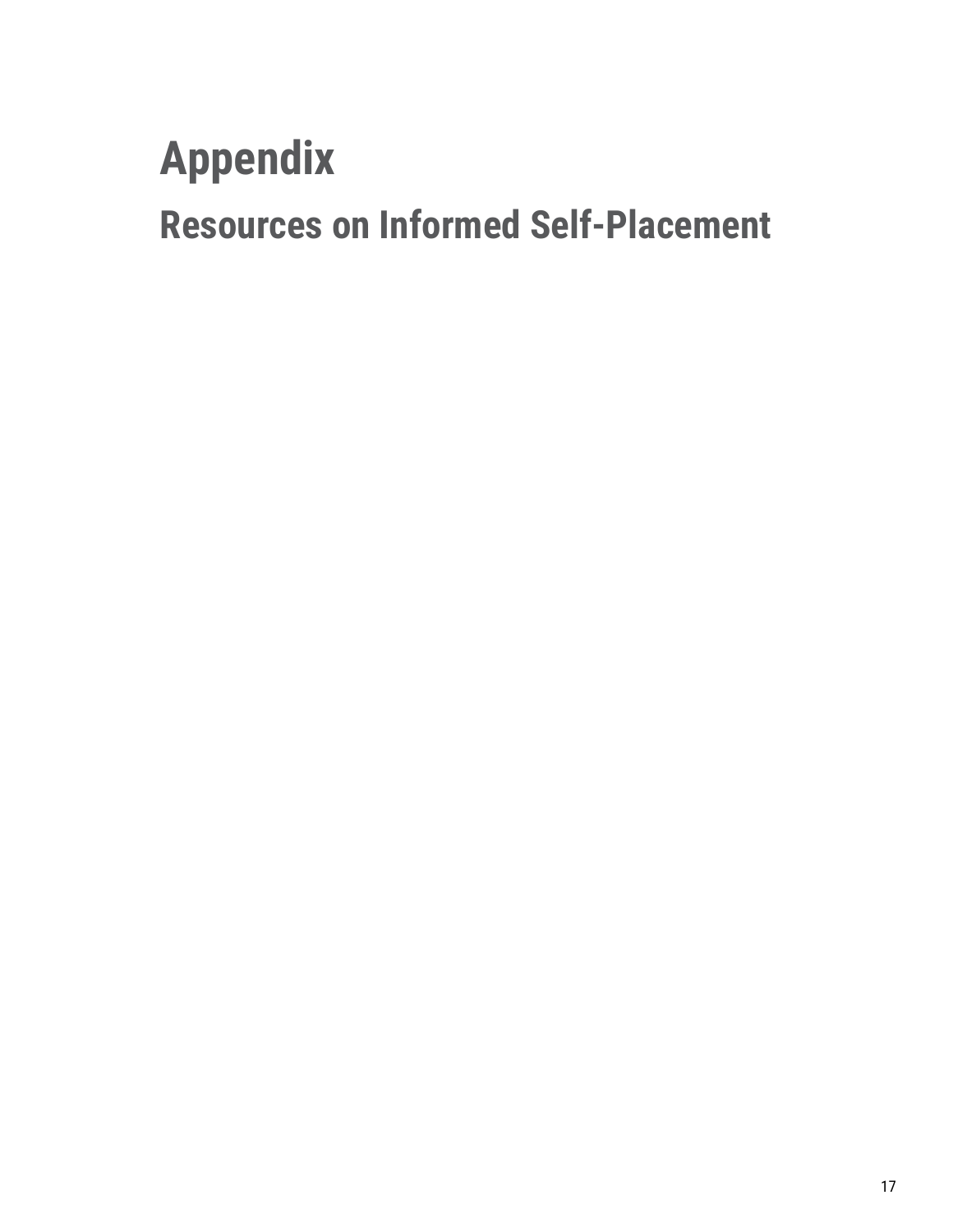# Appendix

## Resources on Informed Self-Placement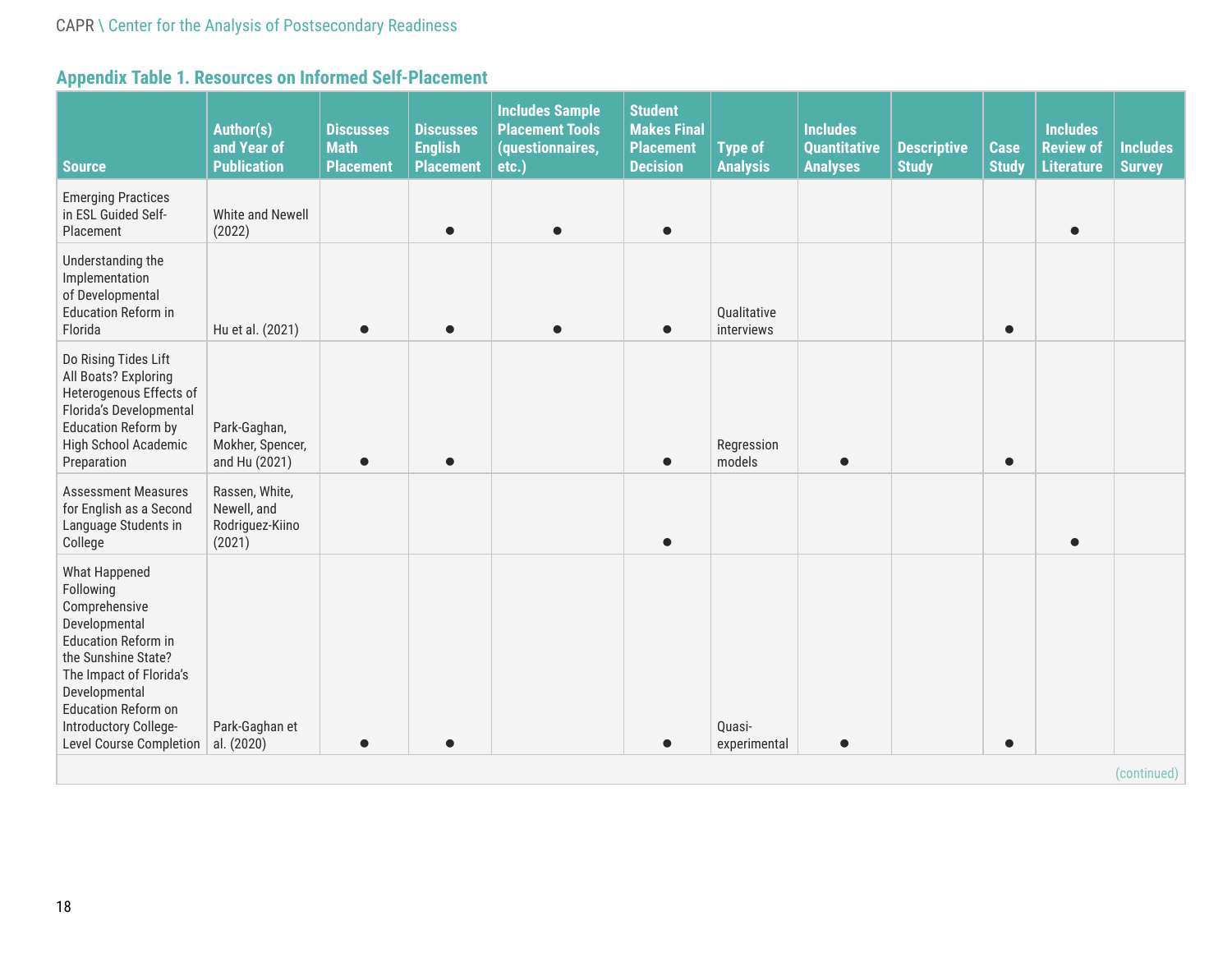## Appendix Table 1. Resources on Informed Self-Placement

| Source | Author(s) and Year of Publication | Discusses Math Placement | Discusses English Placement | Includes Sample Placement Tools (questionnaires, etc.) | Student Makes Final Placement Decision | Type of Analysis | Includes Quantitative Analyses | Descriptive Study | Case Study | Includes Review of Literature | Includes Survey |
|---|---|---|---|---|---|---|---|---|---|---|---|
| Emerging Practices in ESL Guided Self-Placement | White and Newell (2022) | | ● | ● | ● | | | | | ● | |
| Understanding the Implementation of Developmental Education Reform in Florida | Hu et al. (2021) | ● | ● | ● | ● | Qualitative interviews | | | ● | | |
| Do Rising Tides Lift All Boats? Exploring Heterogenous Effects of Florida's Developmental Education Reform by High School Academic Preparation | Park-Gaghan, Mokher, Spencer, and Hu (2021) | ● | ● | | ● | Regression models | ● | | ● | | |
| Assessment Measures for English as a Second Language Students in College | Rassen, White, Newell, and Rodriguez-Kiino (2021) | | | | ● | | | | | ● | |
| What Happened Following Comprehensive Developmental Education Reform in the Sunshine State? The Impact of Florida's Developmental Education Reform on Introductory College-Level Course Completion | Park-Gaghan et al. (2020) | ● | ● | | ● | Quasi-experimental | ● | | ● | | |

(continued)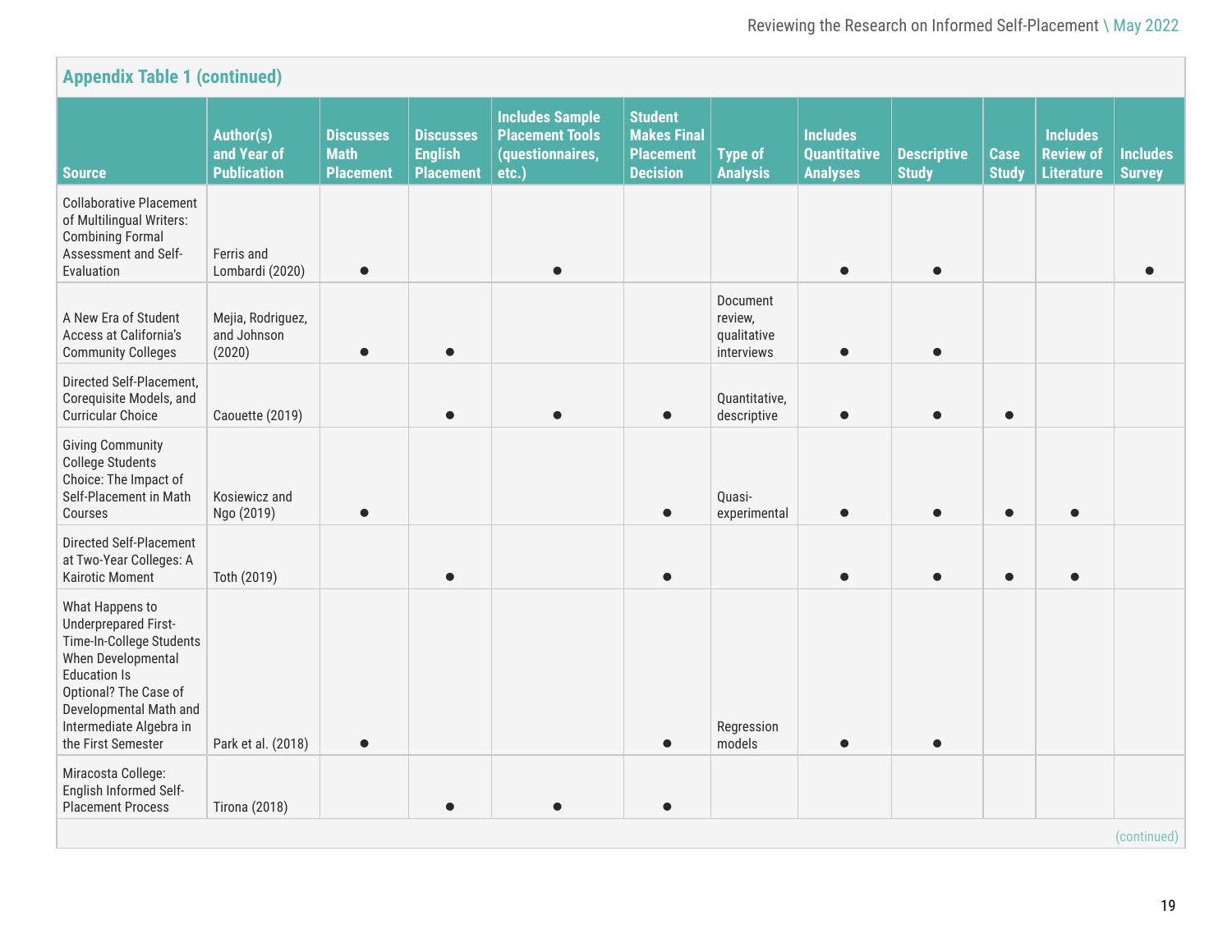**Appendix Table 1 (continued)**

| Source | Author(s) and Year of Publication | Discusses Math Placement | Discusses English Placement | Includes Sample Placement Tools (questionnaires, etc.) | Student Makes Final Placement Decision | Type of Analysis | Includes Quantitative Analyses | Descriptive Study | Case Study | Includes Review of Literature | Includes Survey |
|---|---|---|---|---|---|---|---|---|---|---|---|
| Collaborative Placement of Multilingual Writers: Combining Formal Assessment and Self-Evaluation | Ferris and Lombardi (2020) | ● | | ● | | | ● | ● | | | ● |
| A New Era of Student Access at California's Community Colleges | Mejia, Rodriguez, and Johnson (2020) | ● | ● | | | Document review, qualitative interviews | ● | ● | | | |
| Directed Self-Placement, Corequisite Models, and Curricular Choice | Caouette (2019) | | ● | ● | ● | Quantitative, descriptive | ● | ● | ● | | |
| Giving Community College Students Choice: The Impact of Self-Placement in Math Courses | Kosiewicz and Ngo (2019) | ● | | | ● | Quasi-experimental | ● | ● | ● | ● | |
| Directed Self-Placement at Two-Year Colleges: A Kairotic Moment | Toth (2019) | | ● | | ● | | ● | ● | ● | ● | |
| What Happens to Underprepared First-Time-In-College Students When Developmental Education Is Optional? The Case of Developmental Math and Intermediate Algebra in the First Semester | Park et al. (2018) | ● | | | ● | Regression models | ● | ● | | | |
| Miracosta College: English Informed Self-Placement Process | Tirona (2018) | | ● | ● | ● | | | | | | |

(continued)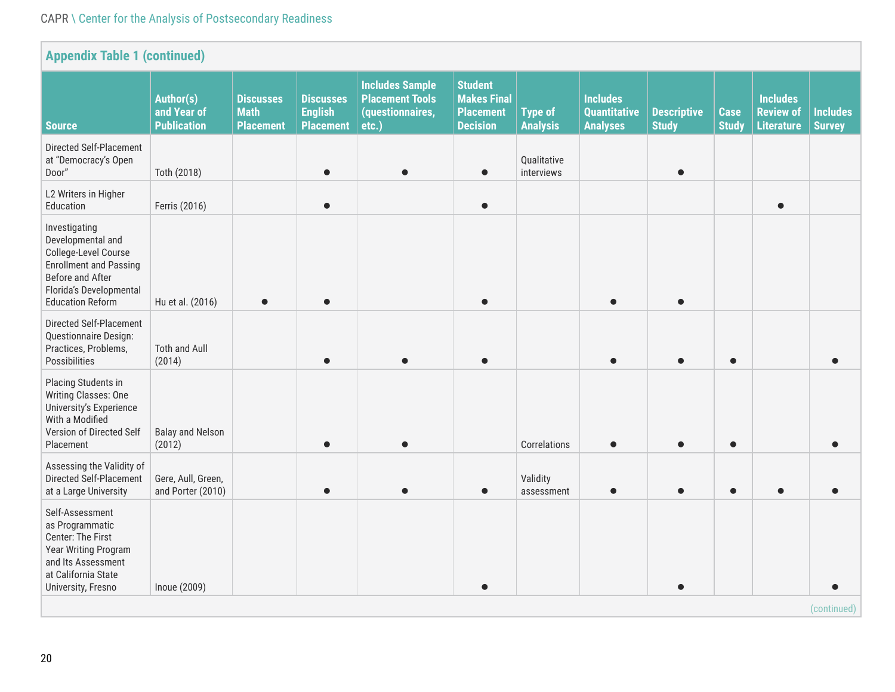**Appendix Table 1 (continued)**

| Source | Author(s) and Year of Publication | Discusses Math Placement | Discusses English Placement | Includes Sample Placement Tools (questionnaires, etc.) | Student Makes Final Placement Decision | Type of Analysis | Includes Quantitative Analyses | Descriptive Study | Case Study | Includes Review of Literature | Includes Survey |
|---|---|---|---|---|---|---|---|---|---|---|---|
| Directed Self-Placement at "Democracy's Open Door" | Toth (2018) | | ● | ● | ● | Qualitative interviews | | ● | | | |
| L2 Writers in Higher Education | Ferris (2016) | | ● | | ● | | | | | ● | |
| Investigating Developmental and College-Level Course Enrollment and Passing Before and After Florida's Developmental Education Reform | Hu et al. (2016) | ● | ● | | ● | | ● | ● | | | |
| Directed Self-Placement Questionnaire Design: Practices, Problems, Possibilities | Toth and Aull (2014) | | ● | ● | ● | | ● | ● | ● | | ● |
| Placing Students in Writing Classes: One University's Experience With a Modified Version of Directed Self Placement | Balay and Nelson (2012) | | ● | ● | | Correlations | ● | ● | ● | | ● |
| Assessing the Validity of Directed Self-Placement at a Large University | Gere, Aull, Green, and Porter (2010) | | ● | ● | ● | Validity assessment | ● | ● | ● | ● | ● |
| Self-Assessment as Programmatic Center: The First Year Writing Program and Its Assessment at California State University, Fresno | Inoue (2009) | | | | ● | | | ● | | | ● |

(continued)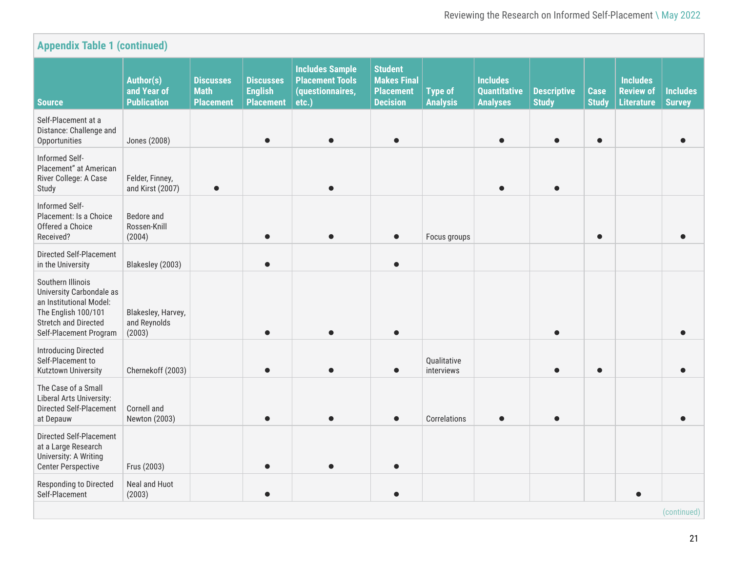**Appendix Table 1 (continued)**

| Source | Author(s) and Year of Publication | Discusses Math Placement | Discusses English Placement | Includes Sample Placement Tools (questionnaires, etc.) | Student Makes Final Placement Decision | Type of Analysis | Includes Quantitative Analyses | Descriptive Study | Case Study | Includes Review of Literature | Includes Survey |
|---|---|---|---|---|---|---|---|---|---|---|---|
| Self-Placement at a Distance: Challenge and Opportunities | Jones (2008) | | ● | ● | ● | | ● | ● | ● | | ● |
| Informed Self-Placement" at American River College: A Case Study | Felder, Finney, and Kirst (2007) | ● | | ● | | | ● | ● | | | |
| Informed Self-Placement: Is a Choice Offered a Choice Received? | Bedore and Rossen-Knill (2004) | | ● | ● | ● | Focus groups | | | ● | | ● |
| Directed Self-Placement in the University | Blakesley (2003) | | ● | | ● | | | | | | |
| Southern Illinois University Carbondale as an Institutional Model: The English 100/101 Stretch and Directed Self-Placement Program | Blakesley, Harvey, and Reynolds (2003) | | ● | ● | ● | | | ● | | | ● |
| Introducing Directed Self-Placement to Kutztown University | Chernekoff (2003) | | ● | ● | ● | Qualitative interviews | | ● | ● | | ● |
| The Case of a Small Liberal Arts University: Directed Self-Placement at Depauw | Cornell and Newton (2003) | | ● | ● | ● | Correlations | ● | ● | | | ● |
| Directed Self-Placement at a Large Research University: A Writing Center Perspective | Frus (2003) | | ● | ● | ● | | | | | | |
| Responding to Directed Self-Placement | Neal and Huot (2003) | | ● | | ● | | | | | ● | |

(continued)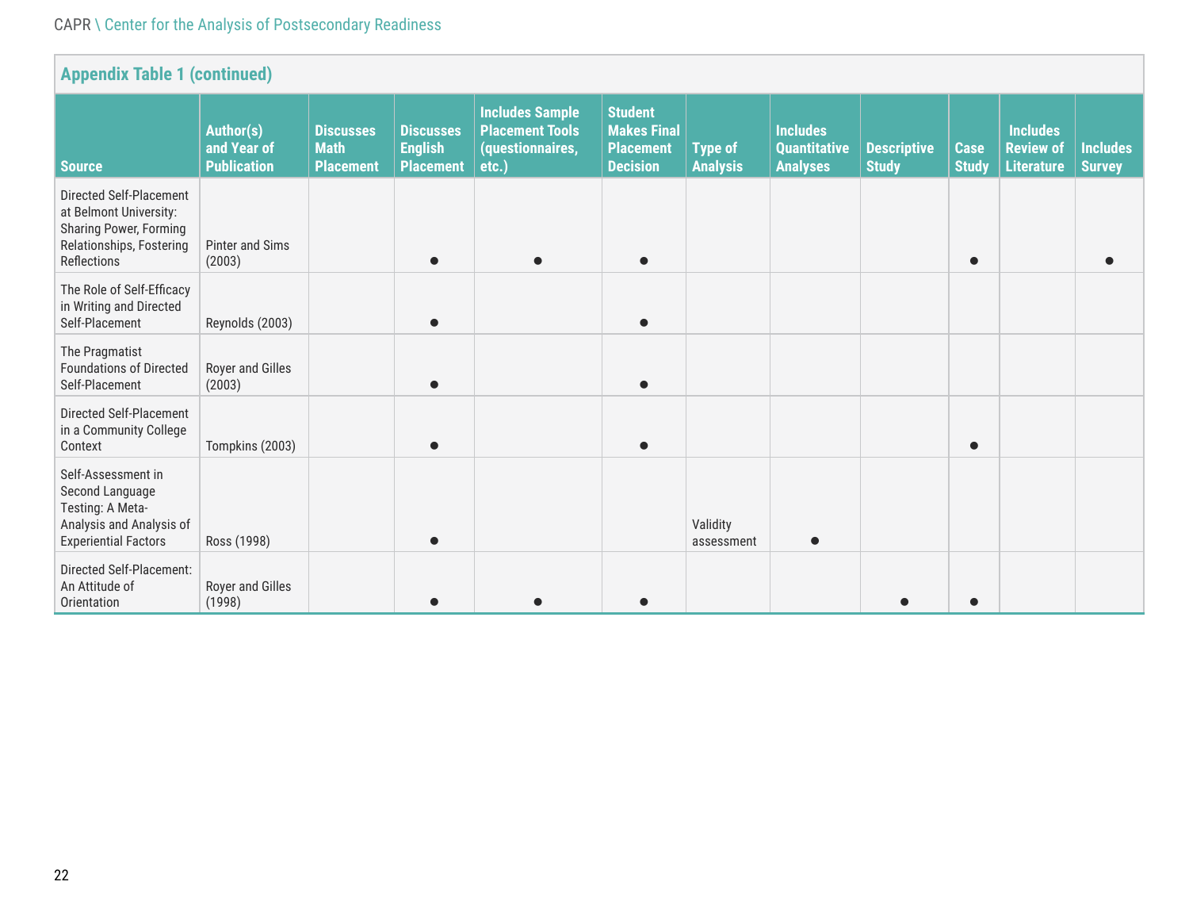**Appendix Table 1 (continued)**

| Source | Author(s) and Year of Publication | Discusses Math Placement | Discusses English Placement | Includes Sample Placement Tools (questionnaires, etc.) | Student Makes Final Placement Decision | Type of Analysis | Includes Quantitative Analyses | Descriptive Study | Case Study | Includes Review of Literature | Includes Survey |
|---|---|---|---|---|---|---|---|---|---|---|---|
| Directed Self-Placement at Belmont University: Sharing Power, Forming Relationships, Fostering Reflections | Pinter and Sims (2003) | | ● | ● | ● | | | | ● | | ● |
| The Role of Self-Efficacy in Writing and Directed Self-Placement | Reynolds (2003) | | ● | | ● | | | | | | |
| The Pragmatist Foundations of Directed Self-Placement | Royer and Gilles (2003) | | ● | | ● | | | | | | |
| Directed Self-Placement in a Community College Context | Tompkins (2003) | | ● | | ● | | | | ● | | |
| Self-Assessment in Second Language Testing: A Meta-Analysis and Analysis of Experiential Factors | Ross (1998) | | ● | | | Validity assessment | ● | | | | |
| Directed Self-Placement: An Attitude of Orientation | Royer and Gilles (1998) | | ● | ● | ● | | | ● | ● | | |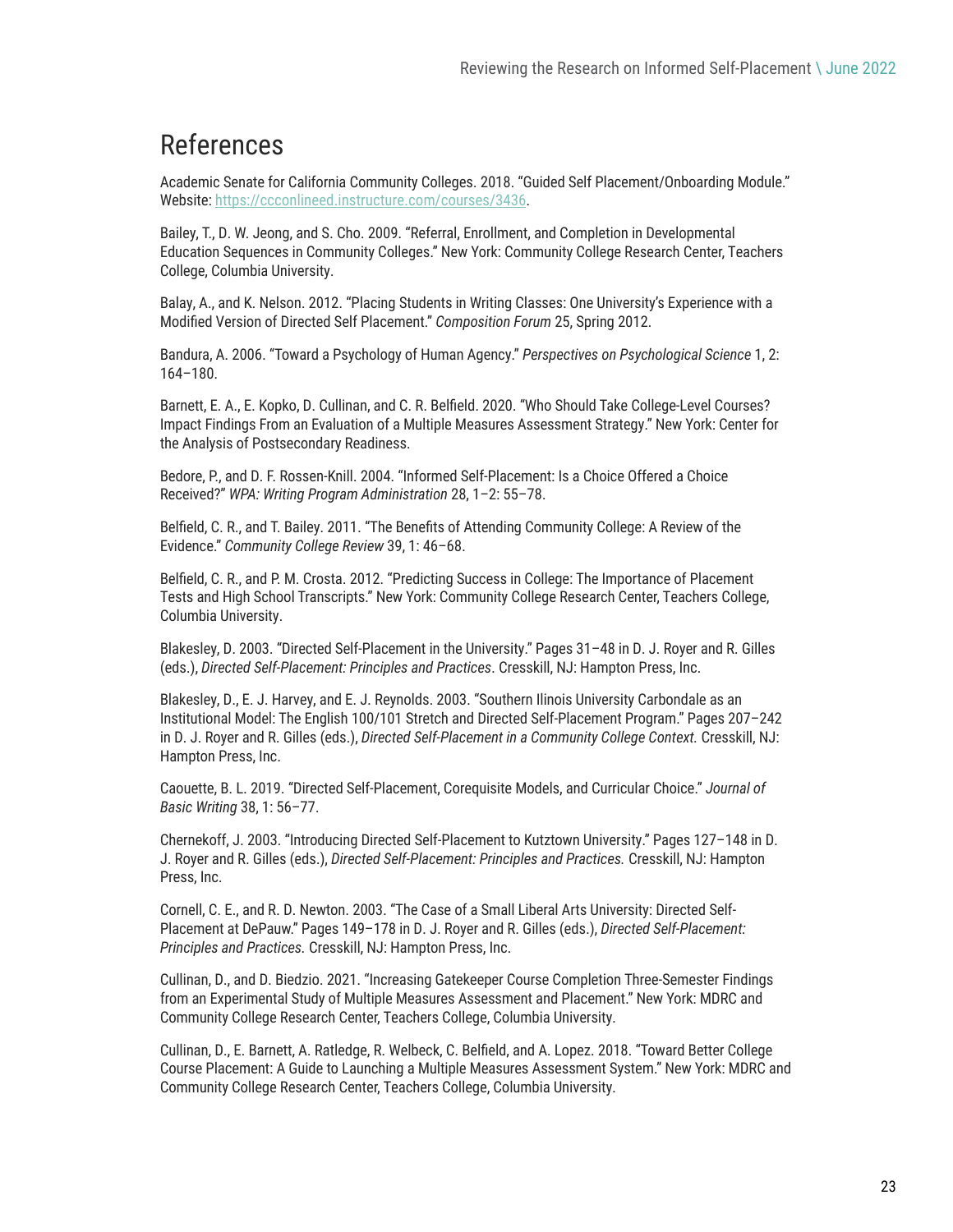# References

Academic Senate for California Community Colleges. 2018. "Guided Self Placement/Onboarding Module." Website: [https://ccconlineed.instructure.com/courses/3436](https://ccconlineed.instructure.com/courses/3436).

Bailey, T., D. W. Jeong, and S. Cho. 2009. "Referral, Enrollment, and Completion in Developmental Education Sequences in Community Colleges." New York: Community College Research Center, Teachers College, Columbia University.

Balay, A., and K. Nelson. 2012. "Placing Students in Writing Classes: One University's Experience with a Modified Version of Directed Self Placement." *Composition Forum* 25, Spring 2012.

Bandura, A. 2006. "Toward a Psychology of Human Agency." *Perspectives on Psychological Science* 1, 2: 164–180.

Barnett, E. A., E. Kopko, D. Cullinan, and C. R. Belfield. 2020. "Who Should Take College-Level Courses? Impact Findings From an Evaluation of a Multiple Measures Assessment Strategy." New York: Center for the Analysis of Postsecondary Readiness.

Bedore, P., and D. F. Rossen-Knill. 2004. "Informed Self-Placement: Is a Choice Offered a Choice Received?" *WPA: Writing Program Administration* 28, 1–2: 55–78.

Belfield, C. R., and T. Bailey. 2011. "The Benefits of Attending Community College: A Review of the Evidence." *Community College Review* 39, 1: 46–68.

Belfield, C. R., and P. M. Crosta. 2012. "Predicting Success in College: The Importance of Placement Tests and High School Transcripts." New York: Community College Research Center, Teachers College, Columbia University.

Blakesley, D. 2003. "Directed Self-Placement in the University." Pages 31–48 in D. J. Royer and R. Gilles (eds.), *Directed Self-Placement: Principles and Practices*. Cresskill, NJ: Hampton Press, Inc.

Blakesley, D., E. J. Harvey, and E. J. Reynolds. 2003. "Southern Ilinois University Carbondale as an Institutional Model: The English 100/101 Stretch and Directed Self-Placement Program." Pages 207–242 in D. J. Royer and R. Gilles (eds.), *Directed Self-Placement in a Community College Context.* Cresskill, NJ: Hampton Press, Inc.

Caouette, B. L. 2019. "Directed Self-Placement, Corequisite Models, and Curricular Choice." *Journal of Basic Writing* 38, 1: 56–77.

Chernekoff, J. 2003. "Introducing Directed Self-Placement to Kutztown University." Pages 127–148 in D. J. Royer and R. Gilles (eds.), *Directed Self-Placement: Principles and Practices.* Cresskill, NJ: Hampton Press, Inc.

Cornell, C. E., and R. D. Newton. 2003. "The Case of a Small Liberal Arts University: Directed Self-Placement at DePauw." Pages 149–178 in D. J. Royer and R. Gilles (eds.), *Directed Self-Placement: Principles and Practices.* Cresskill, NJ: Hampton Press, Inc.

Cullinan, D., and D. Biedzio. 2021. "Increasing Gatekeeper Course Completion Three-Semester Findings from an Experimental Study of Multiple Measures Assessment and Placement." New York: MDRC and Community College Research Center, Teachers College, Columbia University.

Cullinan, D., E. Barnett, A. Ratledge, R. Welbeck, C. Belfield, and A. Lopez. 2018. "Toward Better College Course Placement: A Guide to Launching a Multiple Measures Assessment System." New York: MDRC and Community College Research Center, Teachers College, Columbia University.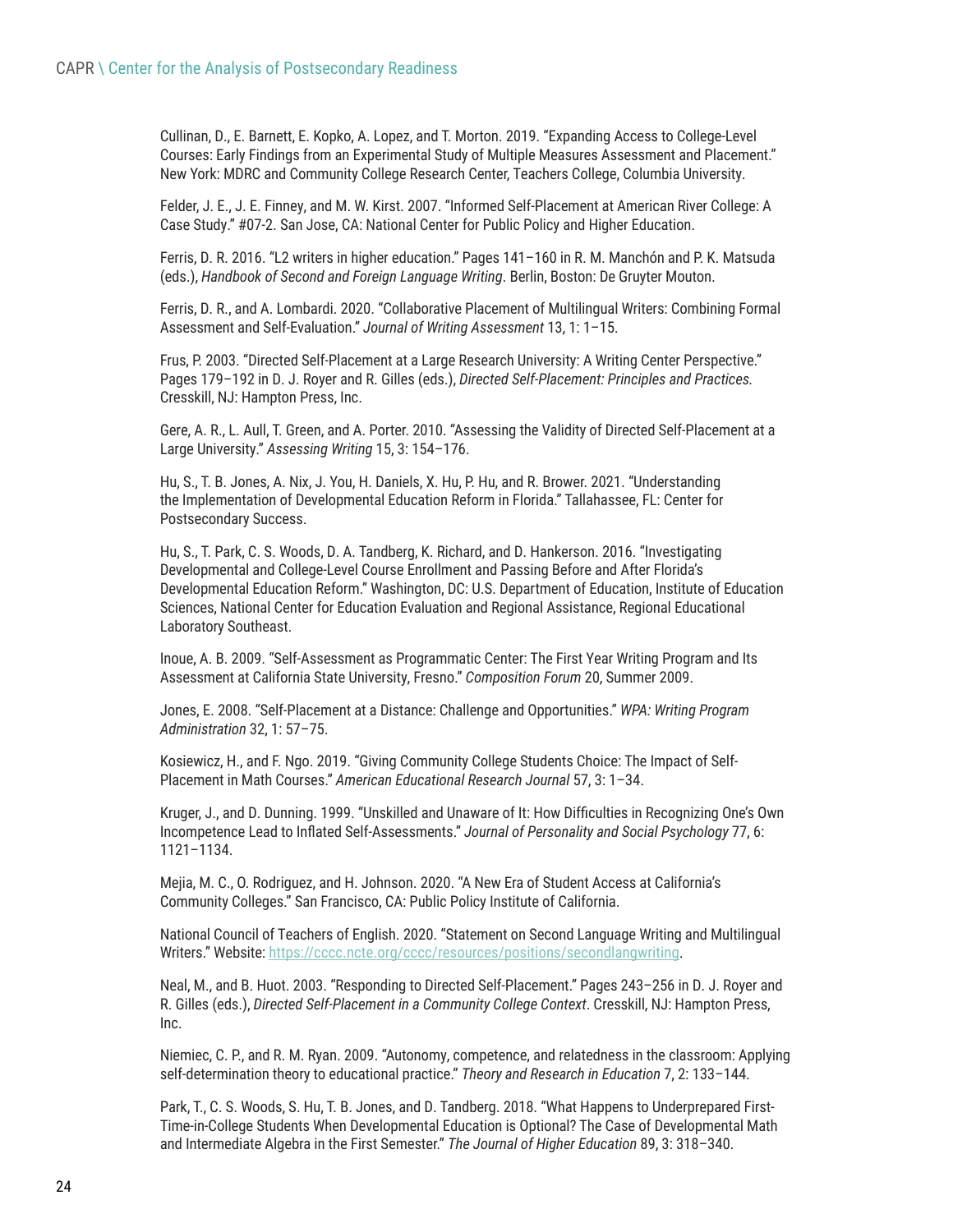Cullinan, D., E. Barnett, E. Kopko, A. Lopez, and T. Morton. 2019. "Expanding Access to College-Level Courses: Early Findings from an Experimental Study of Multiple Measures Assessment and Placement." New York: MDRC and Community College Research Center, Teachers College, Columbia University.

Felder, J. E., J. E. Finney, and M. W. Kirst. 2007. "Informed Self-Placement at American River College: A Case Study." #07-2. San Jose, CA: National Center for Public Policy and Higher Education.

Ferris, D. R. 2016. "L2 writers in higher education." Pages 141–160 in R. M. Manchón and P. K. Matsuda (eds.), *Handbook of Second and Foreign Language Writing*. Berlin, Boston: De Gruyter Mouton.

Ferris, D. R., and A. Lombardi. 2020. "Collaborative Placement of Multilingual Writers: Combining Formal Assessment and Self-Evaluation." *Journal of Writing Assessment* 13, 1: 1–15.

Frus, P. 2003. "Directed Self-Placement at a Large Research University: A Writing Center Perspective." Pages 179–192 in D. J. Royer and R. Gilles (eds.), *Directed Self-Placement: Principles and Practices.* Cresskill, NJ: Hampton Press, Inc.

Gere, A. R., L. Aull, T. Green, and A. Porter. 2010. "Assessing the Validity of Directed Self-Placement at a Large University." *Assessing Writing* 15, 3: 154–176.

Hu, S., T. B. Jones, A. Nix, J. You, H. Daniels, X. Hu, P. Hu, and R. Brower. 2021. "Understanding the Implementation of Developmental Education Reform in Florida." Tallahassee, FL: Center for Postsecondary Success.

Hu, S., T. Park, C. S. Woods, D. A. Tandberg, K. Richard, and D. Hankerson. 2016. "Investigating Developmental and College-Level Course Enrollment and Passing Before and After Florida's Developmental Education Reform." Washington, DC: U.S. Department of Education, Institute of Education Sciences, National Center for Education Evaluation and Regional Assistance, Regional Educational Laboratory Southeast.

Inoue, A. B. 2009. "Self-Assessment as Programmatic Center: The First Year Writing Program and Its Assessment at California State University, Fresno." *Composition Forum* 20, Summer 2009.

Jones, E. 2008. "Self-Placement at a Distance: Challenge and Opportunities." *WPA: Writing Program Administration* 32, 1: 57–75.

Kosiewicz, H., and F. Ngo. 2019. "Giving Community College Students Choice: The Impact of Self-Placement in Math Courses." *American Educational Research Journal* 57, 3: 1–34.

Kruger, J., and D. Dunning. 1999. "Unskilled and Unaware of It: How Difficulties in Recognizing One's Own Incompetence Lead to Inflated Self-Assessments." *Journal of Personality and Social Psychology* 77, 6: 1121–1134.

Mejia, M. C., O. Rodriguez, and H. Johnson. 2020. "A New Era of Student Access at California's Community Colleges." San Francisco, CA: Public Policy Institute of California.

National Council of Teachers of English. 2020. "Statement on Second Language Writing and Multilingual Writers." Website: https://cccc.ncte.org/cccc/resources/positions/secondlangwriting.

Neal, M., and B. Huot. 2003. "Responding to Directed Self-Placement." Pages 243–256 in D. J. Royer and R. Gilles (eds.), *Directed Self-Placement in a Community College Context*. Cresskill, NJ: Hampton Press, Inc.

Niemiec, C. P., and R. M. Ryan. 2009. "Autonomy, competence, and relatedness in the classroom: Applying self-determination theory to educational practice." *Theory and Research in Education* 7, 2: 133–144.

Park, T., C. S. Woods, S. Hu, T. B. Jones, and D. Tandberg. 2018. "What Happens to Underprepared First-Time-in-College Students When Developmental Education is Optional? The Case of Developmental Math and Intermediate Algebra in the First Semester." *The Journal of Higher Education* 89, 3: 318–340.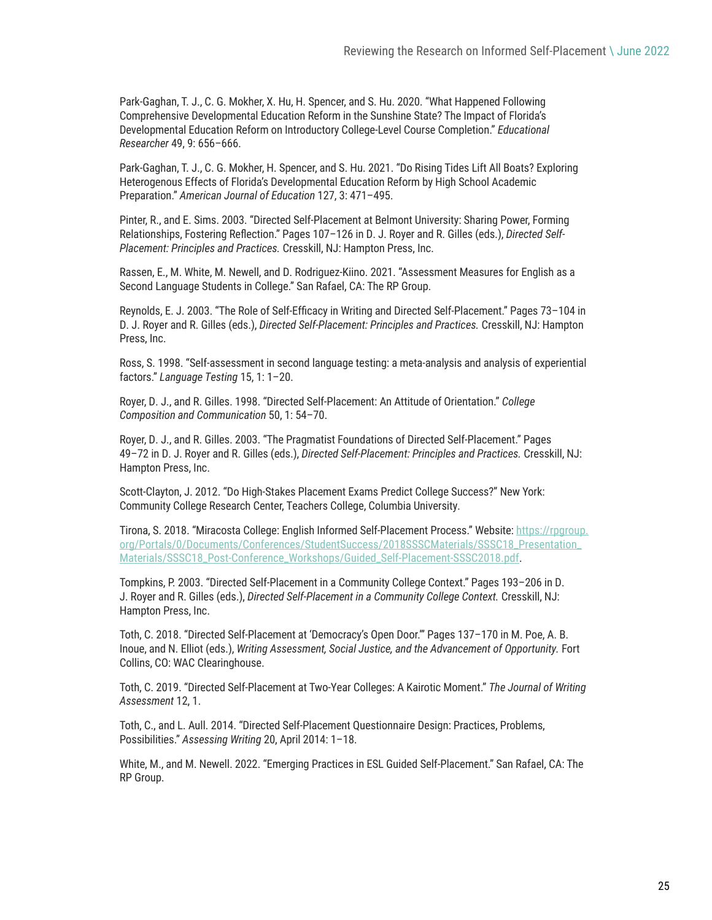Park-Gaghan, T. J., C. G. Mokher, X. Hu, H. Spencer, and S. Hu. 2020. "What Happened Following Comprehensive Developmental Education Reform in the Sunshine State? The Impact of Florida's Developmental Education Reform on Introductory College-Level Course Completion." *Educational Researcher* 49, 9: 656–666.

Park-Gaghan, T. J., C. G. Mokher, H. Spencer, and S. Hu. 2021. "Do Rising Tides Lift All Boats? Exploring Heterogenous Effects of Florida's Developmental Education Reform by High School Academic Preparation." *American Journal of Education* 127, 3: 471–495.

Pinter, R., and E. Sims. 2003. "Directed Self-Placement at Belmont University: Sharing Power, Forming Relationships, Fostering Reflection." Pages 107–126 in D. J. Royer and R. Gilles (eds.), *Directed Self-Placement: Principles and Practices.* Cresskill, NJ: Hampton Press, Inc.

Rassen, E., M. White, M. Newell, and D. Rodriguez-Kiino. 2021. "Assessment Measures for English as a Second Language Students in College." San Rafael, CA: The RP Group.

Reynolds, E. J. 2003. "The Role of Self-Efficacy in Writing and Directed Self-Placement." Pages 73–104 in D. J. Royer and R. Gilles (eds.), *Directed Self-Placement: Principles and Practices.* Cresskill, NJ: Hampton Press, Inc.

Ross, S. 1998. "Self-assessment in second language testing: a meta-analysis and analysis of experiential factors." *Language Testing* 15, 1: 1–20.

Royer, D. J., and R. Gilles. 1998. "Directed Self-Placement: An Attitude of Orientation." *College Composition and Communication* 50, 1: 54–70.

Royer, D. J., and R. Gilles. 2003. "The Pragmatist Foundations of Directed Self-Placement." Pages 49–72 in D. J. Royer and R. Gilles (eds.), *Directed Self-Placement: Principles and Practices.* Cresskill, NJ: Hampton Press, Inc.

Scott-Clayton, J. 2012. "Do High-Stakes Placement Exams Predict College Success?" New York: Community College Research Center, Teachers College, Columbia University.

Tirona, S. 2018. "Miracosta College: English Informed Self-Placement Process." Website: [https://rpgroup.org/Portals/0/Documents/Conferences/StudentSuccess/2018SSSCMaterials/SSSC18_Presentation_Materials/SSSC18_Post-Conference_Workshops/Guided_Self-Placement-SSSC2018.pdf](https://rpgroup.org/Portals/0/Documents/Conferences/StudentSuccess/2018SSSCMaterials/SSSC18_Presentation_Materials/SSSC18_Post-Conference_Workshops/Guided_Self-Placement-SSSC2018.pdf).

Tompkins, P. 2003. "Directed Self-Placement in a Community College Context." Pages 193–206 in D. J. Royer and R. Gilles (eds.), *Directed Self-Placement in a Community College Context.* Cresskill, NJ: Hampton Press, Inc.

Toth, C. 2018. "Directed Self-Placement at 'Democracy's Open Door.'" Pages 137–170 in M. Poe, A. B. Inoue, and N. Elliot (eds.), *Writing Assessment, Social Justice, and the Advancement of Opportunity.* Fort Collins, CO: WAC Clearinghouse.

Toth, C. 2019. "Directed Self-Placement at Two-Year Colleges: A Kairotic Moment." *The Journal of Writing Assessment* 12, 1.

Toth, C., and L. Aull. 2014. "Directed Self-Placement Questionnaire Design: Practices, Problems, Possibilities." *Assessing Writing* 20, April 2014: 1–18.

White, M., and M. Newell. 2022. "Emerging Practices in ESL Guided Self-Placement." San Rafael, CA: The RP Group.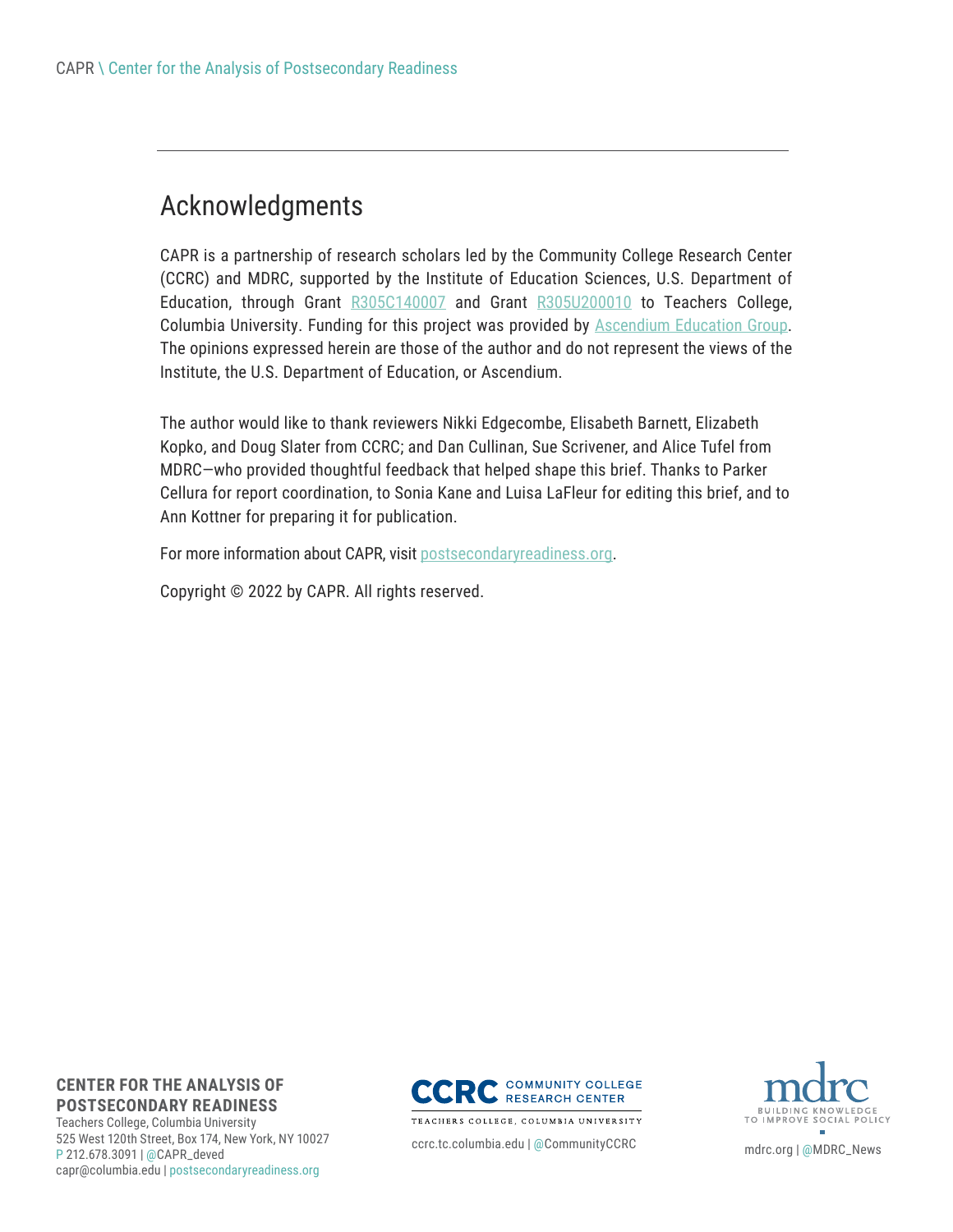## Acknowledgments

CAPR is a partnership of research scholars led by the Community College Research Center (CCRC) and MDRC, supported by the Institute of Education Sciences, U.S. Department of Education, through Grant R305C140007 and Grant R305U200010 to Teachers College, Columbia University. Funding for this project was provided by Ascendium Education Group. The opinions expressed herein are those of the author and do not represent the views of the Institute, the U.S. Department of Education, or Ascendium.

The author would like to thank reviewers Nikki Edgecombe, Elisabeth Barnett, Elizabeth Kopko, and Doug Slater from CCRC; and Dan Cullinan, Sue Scrivener, and Alice Tufel from MDRC—who provided thoughtful feedback that helped shape this brief. Thanks to Parker Cellura for report coordination, to Sonia Kane and Luisa LaFleur for editing this brief, and to Ann Kottner for preparing it for publication.

For more information about CAPR, visit postsecondaryreadiness.org.

Copyright © 2022 by CAPR. All rights reserved.

**CENTER FOR THE ANALYSIS OF POSTSECONDARY READINESS**
Teachers College, Columbia University
525 West 120th Street, Box 174, New York, NY 10027
P 212.678.3091 | @CAPR_deved
capr@columbia.edu | postsecondaryreadiness.org

CCRC COMMUNITY COLLEGE RESEARCH CENTER
TEACHERS COLLEGE, COLUMBIA UNIVERSITY
ccrc.tc.columbia.edu | @CommunityCCRC

mdrc
BUILDING KNOWLEDGE TO IMPROVE SOCIAL POLICY
mdrc.org | @MDRC_News